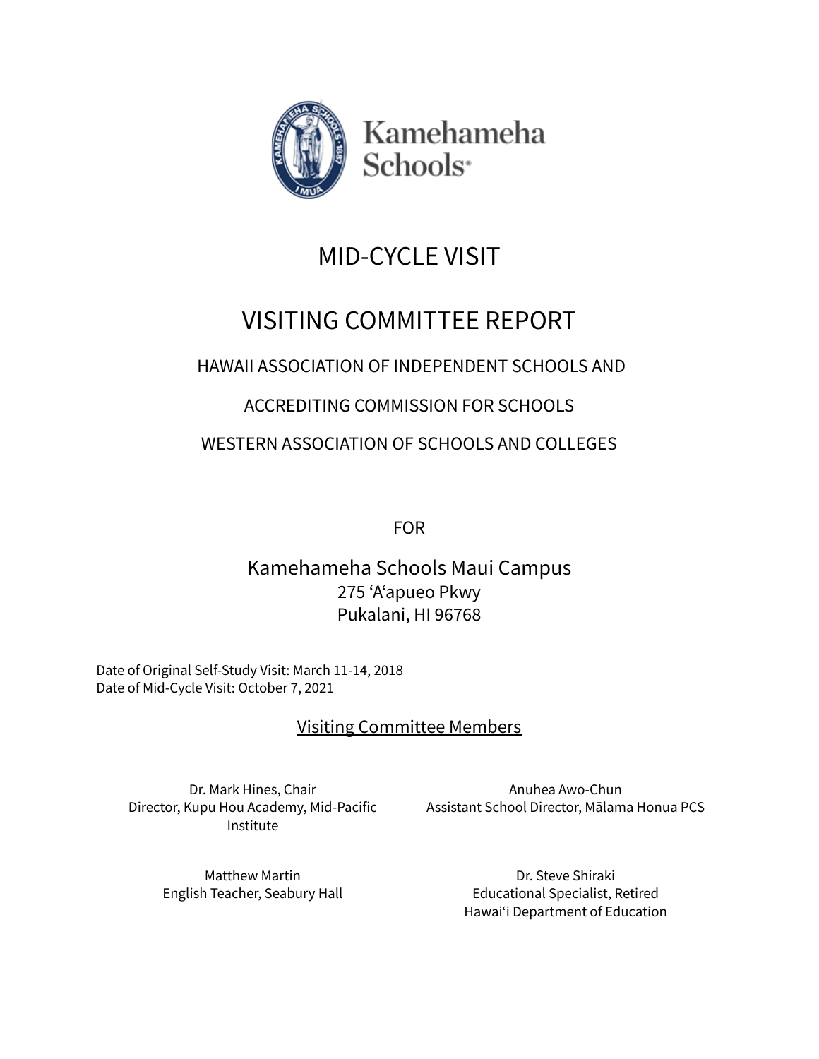Kamehameha Schools

# MID-CYCLE VISIT

# VISITING COMMITTEE REPORT

HAWAII ASSOCIATION OF INDEPENDENT SCHOOLS AND

ACCREDITING COMMISSION FOR SCHOOLS

WESTERN ASSOCIATION OF SCHOOLS AND COLLEGES

FOR

## Kamehameha Schools Maui Campus

275 ʻAʻapueo Pkwy
Pukalani, HI 96768

Date of Original Self-Study Visit: March 11-14, 2018
Date of Mid-Cycle Visit: October 7, 2021

### Visiting Committee Members

Dr. Mark Hines, Chair
Director, Kupu Hou Academy, Mid-Pacific Institute

Anuhea Awo-Chun
Assistant School Director, Mālama Honua PCS

Matthew Martin
English Teacher, Seabury Hall

Dr. Steve Shiraki
Educational Specialist, Retired
Hawaiʻi Department of Education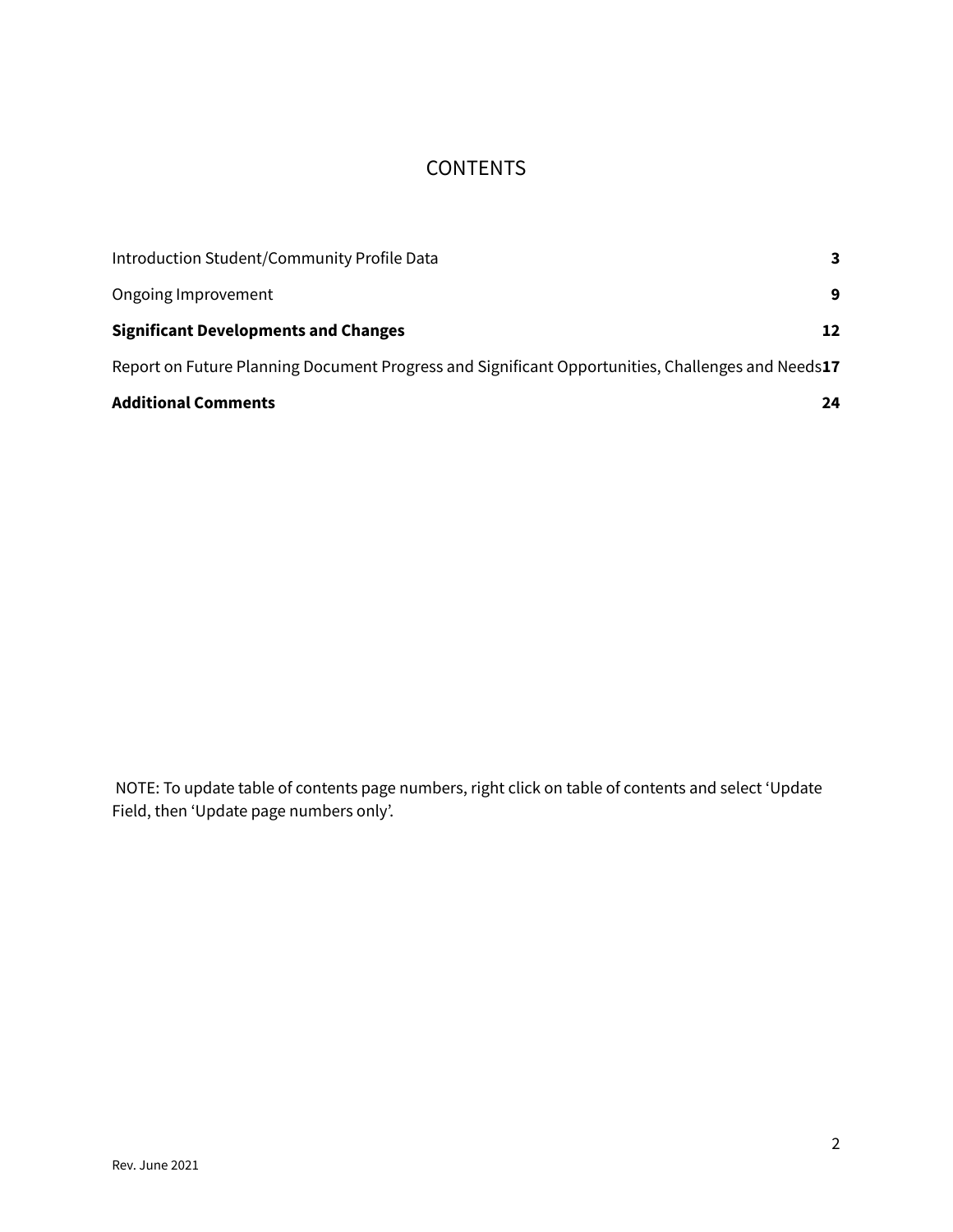# CONTENTS

| | |
|---|---|
| Introduction Student/Community Profile Data | **3** |
| Ongoing Improvement | **9** |
| **Significant Developments and Changes** | **12** |
| Report on Future Planning Document Progress and Significant Opportunities, Challenges and Needs | **17** |
| **Additional Comments** | **24** |

NOTE: To update table of contents page numbers, right click on table of contents and select 'Update Field, then 'Update page numbers only'.

Rev. June 2021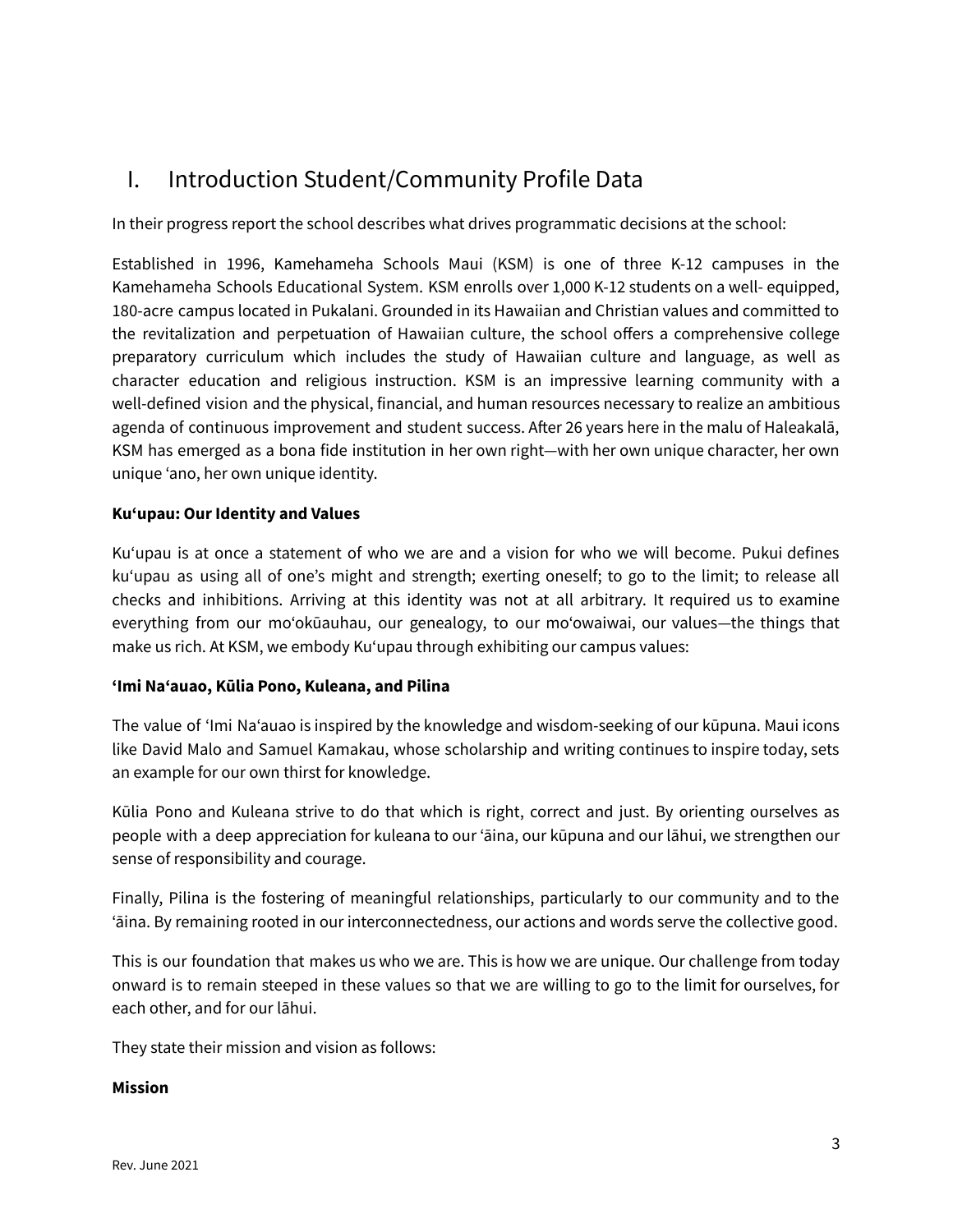# I. Introduction Student/Community Profile Data

In their progress report the school describes what drives programmatic decisions at the school:

Established in 1996, Kamehameha Schools Maui (KSM) is one of three K-12 campuses in the Kamehameha Schools Educational System. KSM enrolls over 1,000 K-12 students on a well- equipped, 180-acre campus located in Pukalani. Grounded in its Hawaiian and Christian values and committed to the revitalization and perpetuation of Hawaiian culture, the school offers a comprehensive college preparatory curriculum which includes the study of Hawaiian culture and language, as well as character education and religious instruction. KSM is an impressive learning community with a well-defined vision and the physical, financial, and human resources necessary to realize an ambitious agenda of continuous improvement and student success. After 26 years here in the malu of Haleakalā, KSM has emerged as a bona fide institution in her own right—with her own unique character, her own unique ʻano, her own unique identity.

**Kuʻupau: Our Identity and Values**

Kuʻupau is at once a statement of who we are and a vision for who we will become. Pukui defines kuʻupau as using all of one's might and strength; exerting oneself; to go to the limit; to release all checks and inhibitions. Arriving at this identity was not at all arbitrary. It required us to examine everything from our moʻokūauhau, our genealogy, to our moʻowaiwai, our values—the things that make us rich. At KSM, we embody Kuʻupau through exhibiting our campus values:

**ʻImi Naʻauao, Kūlia Pono, Kuleana, and Pilina**

The value of ʻImi Naʻauao is inspired by the knowledge and wisdom-seeking of our kūpuna. Maui icons like David Malo and Samuel Kamakau, whose scholarship and writing continues to inspire today, sets an example for our own thirst for knowledge.

Kūlia Pono and Kuleana strive to do that which is right, correct and just. By orienting ourselves as people with a deep appreciation for kuleana to our ʻāina, our kūpuna and our lāhui, we strengthen our sense of responsibility and courage.

Finally, Pilina is the fostering of meaningful relationships, particularly to our community and to the ʻāina. By remaining rooted in our interconnectedness, our actions and words serve the collective good.

This is our foundation that makes us who we are. This is how we are unique. Our challenge from today onward is to remain steeped in these values so that we are willing to go to the limit for ourselves, for each other, and for our lāhui.

They state their mission and vision as follows:

**Mission**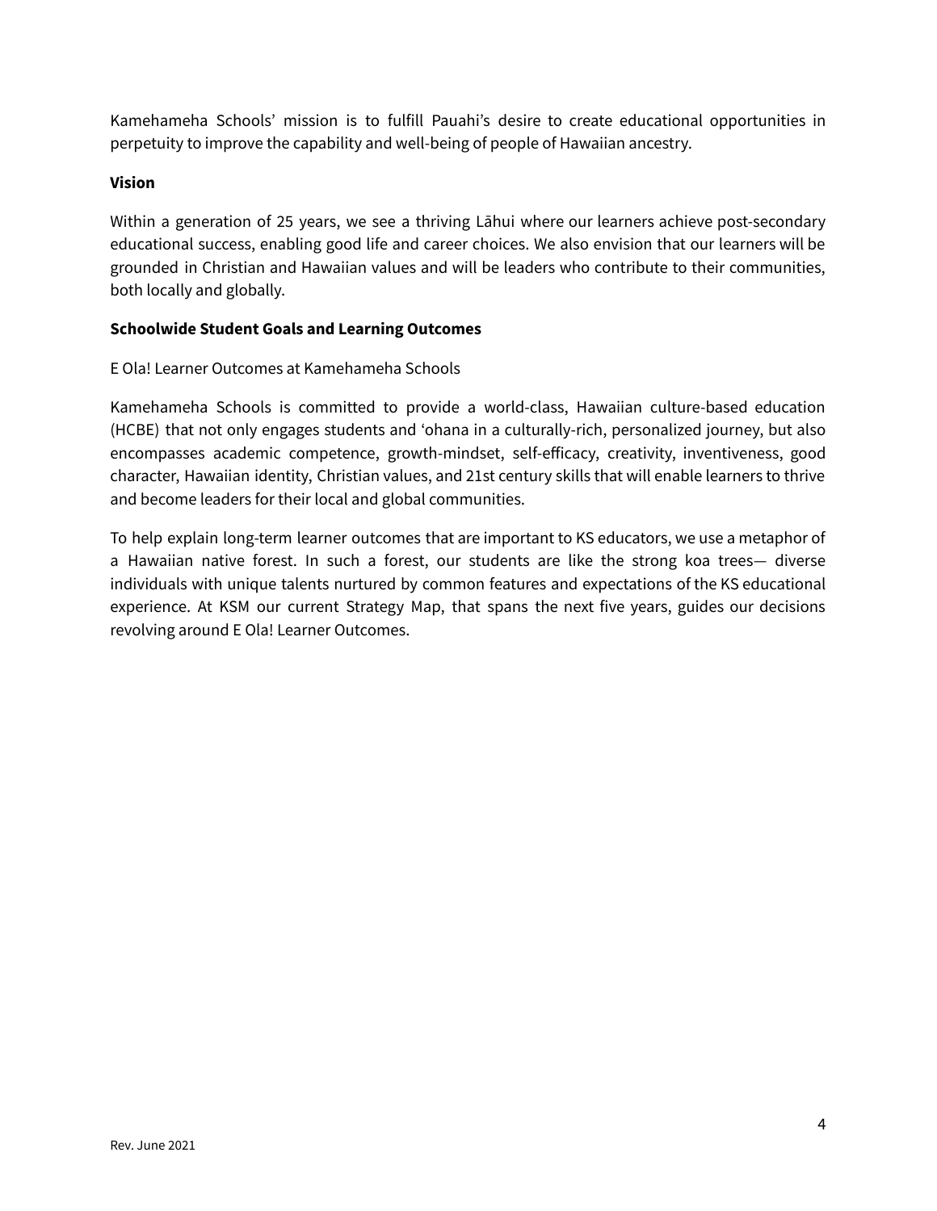Kamehameha Schools' mission is to fulfill Pauahi's desire to create educational opportunities in perpetuity to improve the capability and well-being of people of Hawaiian ancestry.

**Vision**

Within a generation of 25 years, we see a thriving Lāhui where our learners achieve post-secondary educational success, enabling good life and career choices. We also envision that our learners will be grounded in Christian and Hawaiian values and will be leaders who contribute to their communities, both locally and globally.

**Schoolwide Student Goals and Learning Outcomes**

E Ola! Learner Outcomes at Kamehameha Schools

Kamehameha Schools is committed to provide a world-class, Hawaiian culture-based education (HCBE) that not only engages students and ʻohana in a culturally-rich, personalized journey, but also encompasses academic competence, growth-mindset, self-efficacy, creativity, inventiveness, good character, Hawaiian identity, Christian values, and 21st century skills that will enable learners to thrive and become leaders for their local and global communities.

To help explain long-term learner outcomes that are important to KS educators, we use a metaphor of a Hawaiian native forest. In such a forest, our students are like the strong koa trees— diverse individuals with unique talents nurtured by common features and expectations of the KS educational experience. At KSM our current Strategy Map, that spans the next five years, guides our decisions revolving around E Ola! Learner Outcomes.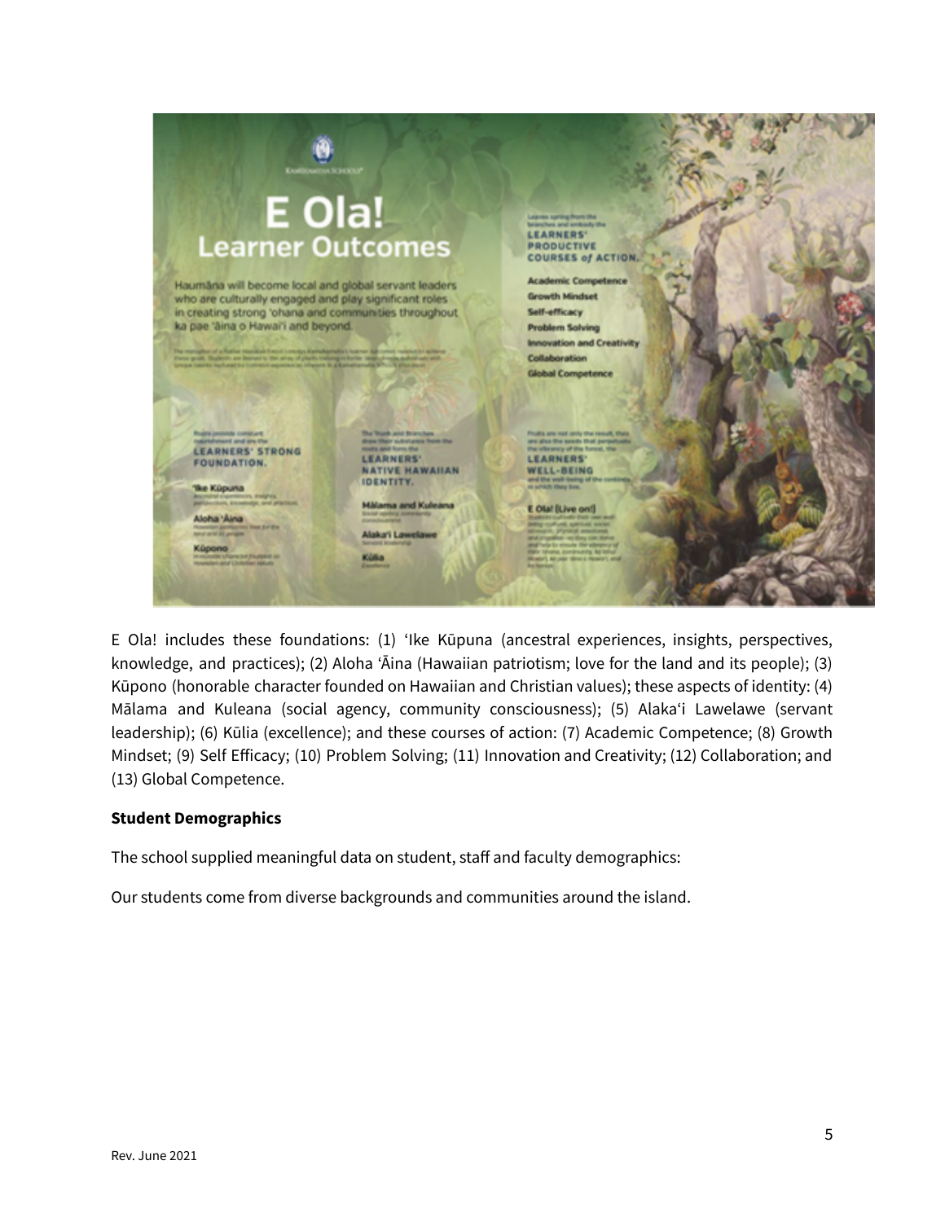E Ola! includes these foundations: (1) ʻIke Kūpuna (ancestral experiences, insights, perspectives, knowledge, and practices); (2) Aloha ʻĀina (Hawaiian patriotism; love for the land and its people); (3) Kūpono (honorable character founded on Hawaiian and Christian values); these aspects of identity: (4) Mālama and Kuleana (social agency, community consciousness); (5) Alakaʻi Lawelawe (servant leadership); (6) Kūlia (excellence); and these courses of action: (7) Academic Competence; (8) Growth Mindset; (9) Self Efficacy; (10) Problem Solving; (11) Innovation and Creativity; (12) Collaboration; and (13) Global Competence.

**Student Demographics**

The school supplied meaningful data on student, staff and faculty demographics:

Our students come from diverse backgrounds and communities around the island.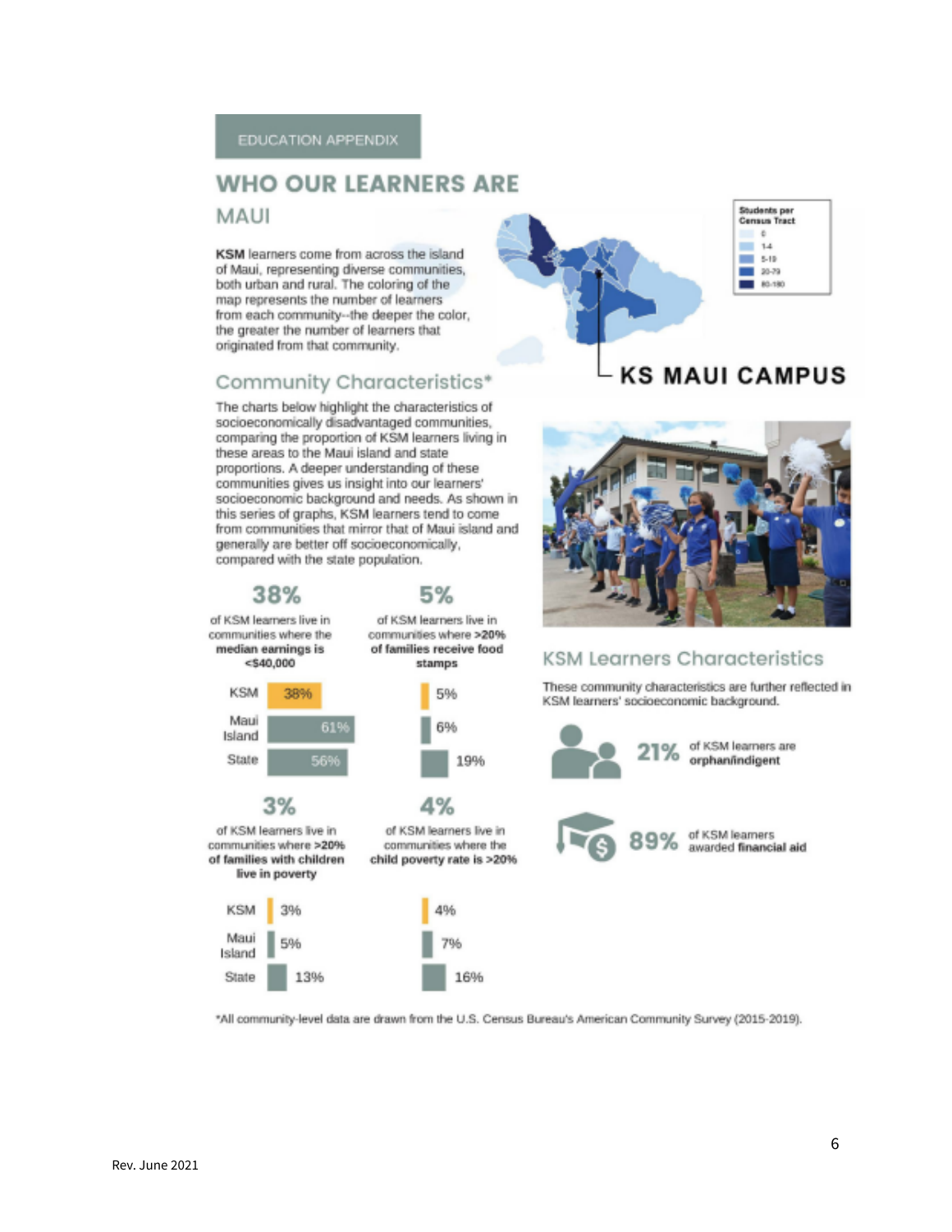EDUCATION APPENDIX

# WHO OUR LEARNERS ARE

## MAUI

**KSM** learners come from across the island of Maui, representing diverse communities, both urban and rural. The coloring of the map represents the number of learners from each community--the deeper the color, the greater the number of learners that originated from that community.

| Students per Census Tract |
|---|
| 0 |
| 1-4 |
| 5-19 |
| 20-79 |
| 80-180 |

**KS MAUI CAMPUS**

### Community Characteristics*

The charts below highlight the characteristics of socioeconomically disadvantaged communities, comparing the proportion of KSM learners living in these areas to the Maui island and state proportions. A deeper understanding of these communities gives us insight into our learners' socioeconomic background and needs. As shown in this series of graphs, KSM learners tend to come from communities that mirror that of Maui island and generally are better off socioeconomically, compared with the state population.

**38%** of KSM learners live in communities where the **median earnings is <$40,000**

| | |
|---|---|
| KSM | 38% |
| Maui Island | 61% |
| State | 56% |

**5%** of KSM learners live in communities where **>20% of families receive food stamps**

| | |
|---|---|
| KSM | 5% |
| Maui Island | 6% |
| State | 19% |

**3%** of KSM learners live in communities where **>20% of families with children live in poverty**

| | |
|---|---|
| KSM | 3% |
| Maui Island | 5% |
| State | 13% |

**4%** of KSM learners live in communities where the **child poverty rate is >20%**

| | |
|---|---|
| KSM | 4% |
| Maui Island | 7% |
| State | 16% |

### KSM Learners Characteristics

These community characteristics are further reflected in KSM learners' socioeconomic background.

**21%** of KSM learners are **orphan/indigent**

**89%** of KSM learners awarded **financial aid**

*All community-level data are drawn from the U.S. Census Bureau's American Community Survey (2015-2019).

Rev. June 2021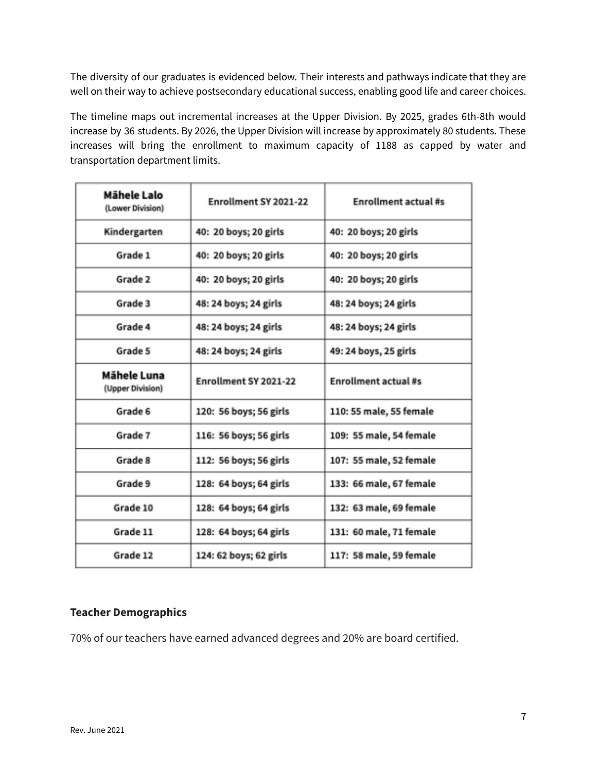The diversity of our graduates is evidenced below. Their interests and pathways indicate that they are well on their way to achieve postsecondary educational success, enabling good life and career choices.

The timeline maps out incremental increases at the Upper Division. By 2025, grades 6th-8th would increase by 36 students. By 2026, the Upper Division will increase by approximately 80 students. These increases will bring the enrollment to maximum capacity of 1188 as capped by water and transportation department limits.

| **Māhele Lalo** (Lower Division) | Enrollment SY 2021-22 | Enrollment actual #s |
|---|---|---|
| Kindergarten | 40: 20 boys; 20 girls | 40: 20 boys; 20 girls |
| Grade 1 | 40: 20 boys; 20 girls | 40: 20 boys; 20 girls |
| Grade 2 | 40: 20 boys; 20 girls | 40: 20 boys; 20 girls |
| Grade 3 | 48: 24 boys; 24 girls | 48: 24 boys; 24 girls |
| Grade 4 | 48: 24 boys; 24 girls | 48: 24 boys; 24 girls |
| Grade 5 | 48: 24 boys; 24 girls | 49: 24 boys, 25 girls |
| **Māhele Luna** (Upper Division) | Enrollment SY 2021-22 | Enrollment actual #s |
| Grade 6 | 120: 56 boys; 56 girls | 110: 55 male, 55 female |
| Grade 7 | 116: 56 boys; 56 girls | 109: 55 male, 54 female |
| Grade 8 | 112: 56 boys; 56 girls | 107: 55 male, 52 female |
| Grade 9 | 128: 64 boys; 64 girls | 133: 66 male, 67 female |
| Grade 10 | 128: 64 boys; 64 girls | 132: 63 male, 69 female |
| Grade 11 | 128: 64 boys; 64 girls | 131: 60 male, 71 female |
| Grade 12 | 124: 62 boys; 62 girls | 117: 58 male, 59 female |

### Teacher Demographics

70% of our teachers have earned advanced degrees and 20% are board certified.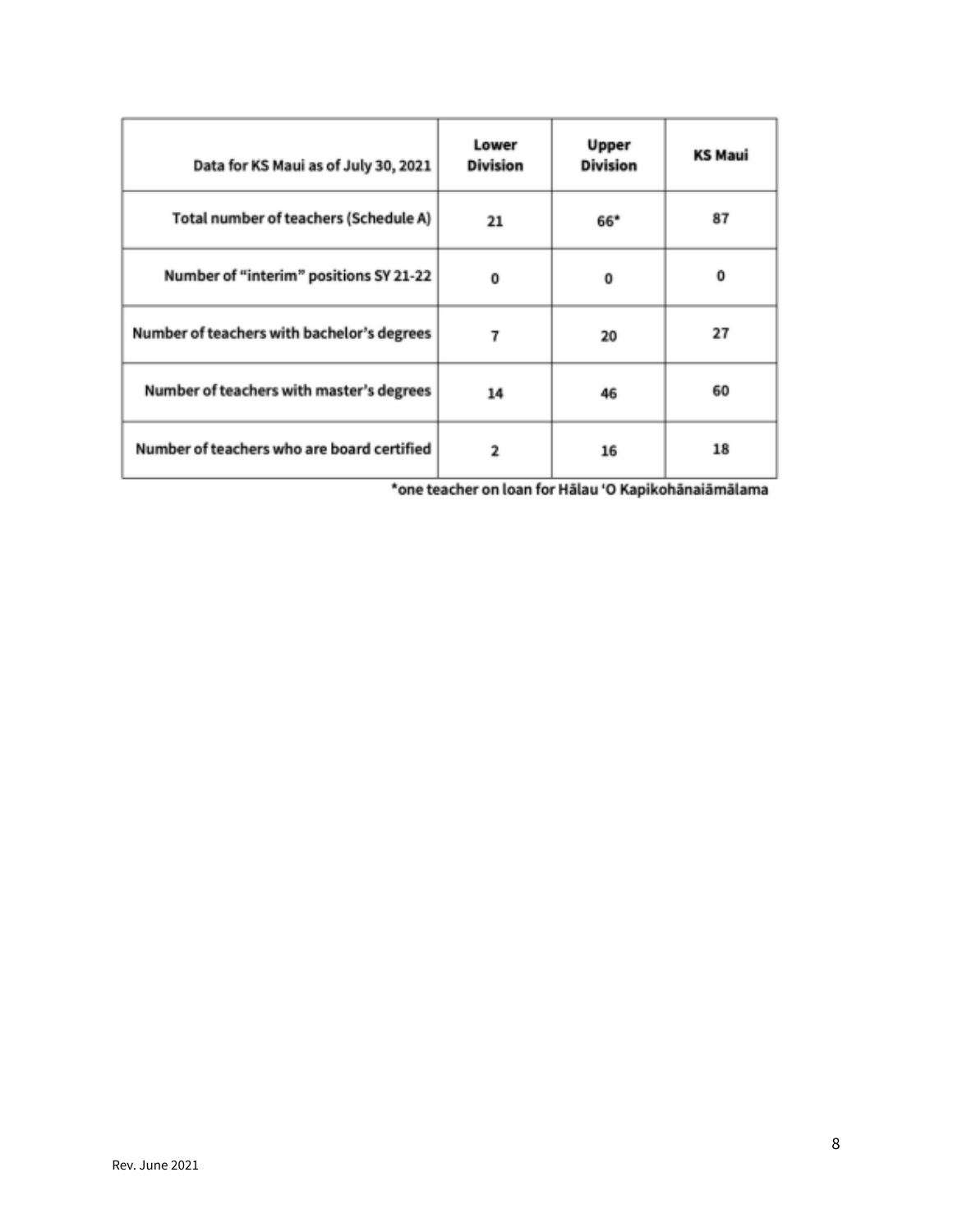| Data for KS Maui as of July 30, 2021 | Lower Division | Upper Division | KS Maui |
|---|---|---|---|
| Total number of teachers (Schedule A) | 21 | 66* | 87 |
| Number of "interim" positions SY 21-22 | 0 | 0 | 0 |
| Number of teachers with bachelor's degrees | 7 | 20 | 27 |
| Number of teachers with master's degrees | 14 | 46 | 60 |
| Number of teachers who are board certified | 2 | 16 | 18 |

*one teacher on loan for Hālau ʻO Kapikohānaiāmālama

Rev. June 2021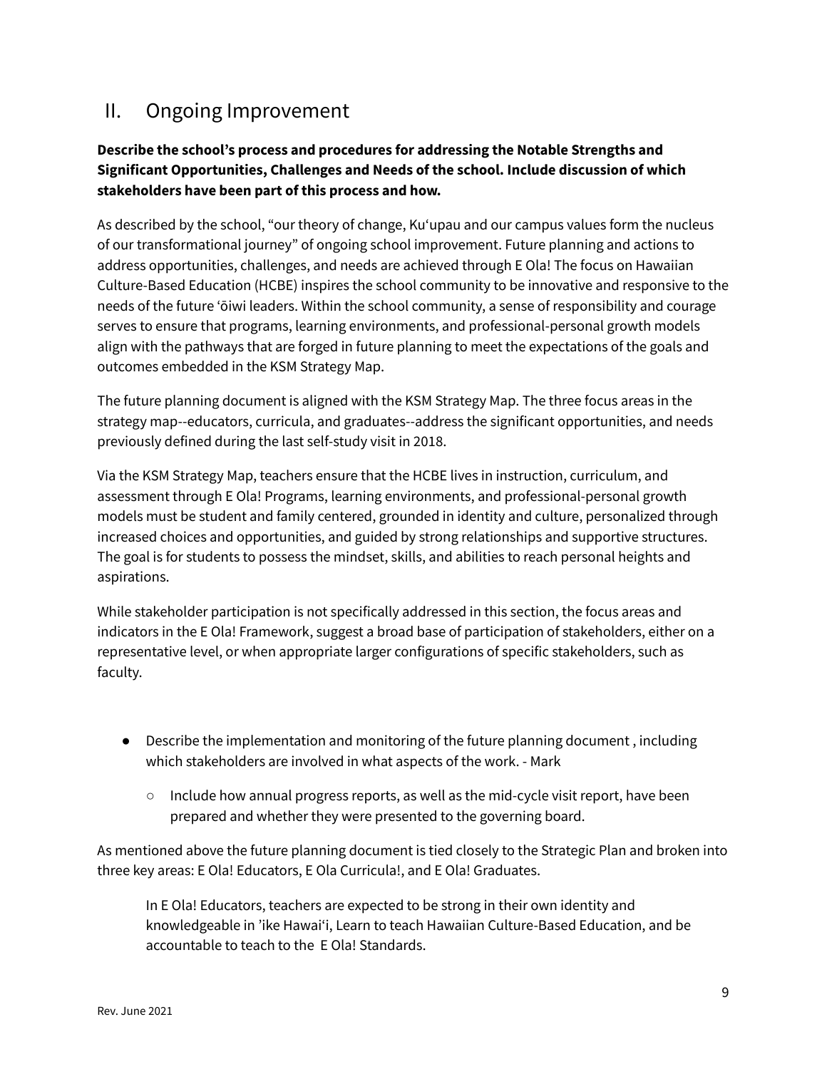## II. Ongoing Improvement

**Describe the school's process and procedures for addressing the Notable Strengths and Significant Opportunities, Challenges and Needs of the school. Include discussion of which stakeholders have been part of this process and how.**

As described by the school, "our theory of change, Kuʻupau and our campus values form the nucleus of our transformational journey" of ongoing school improvement. Future planning and actions to address opportunities, challenges, and needs are achieved through E Ola! The focus on Hawaiian Culture-Based Education (HCBE) inspires the school community to be innovative and responsive to the needs of the future ʻōiwi leaders. Within the school community, a sense of responsibility and courage serves to ensure that programs, learning environments, and professional-personal growth models align with the pathways that are forged in future planning to meet the expectations of the goals and outcomes embedded in the KSM Strategy Map.

The future planning document is aligned with the KSM Strategy Map. The three focus areas in the strategy map--educators, curricula, and graduates--address the significant opportunities, and needs previously defined during the last self-study visit in 2018.

Via the KSM Strategy Map, teachers ensure that the HCBE lives in instruction, curriculum, and assessment through E Ola! Programs, learning environments, and professional-personal growth models must be student and family centered, grounded in identity and culture, personalized through increased choices and opportunities, and guided by strong relationships and supportive structures. The goal is for students to possess the mindset, skills, and abilities to reach personal heights and aspirations.

While stakeholder participation is not specifically addressed in this section, the focus areas and indicators in the E Ola! Framework, suggest a broad base of participation of stakeholders, either on a representative level, or when appropriate larger configurations of specific stakeholders, such as faculty.

- Describe the implementation and monitoring of the future planning document , including which stakeholders are involved in what aspects of the work. - Mark
  - Include how annual progress reports, as well as the mid-cycle visit report, have been prepared and whether they were presented to the governing board.

As mentioned above the future planning document is tied closely to the Strategic Plan and broken into three key areas: E Ola! Educators, E Ola Curricula!, and E Ola! Graduates.

> In E Ola! Educators, teachers are expected to be strong in their own identity and knowledgeable in ʼike Hawaiʻi, Learn to teach Hawaiian Culture-Based Education, and be accountable to teach to the E Ola! Standards.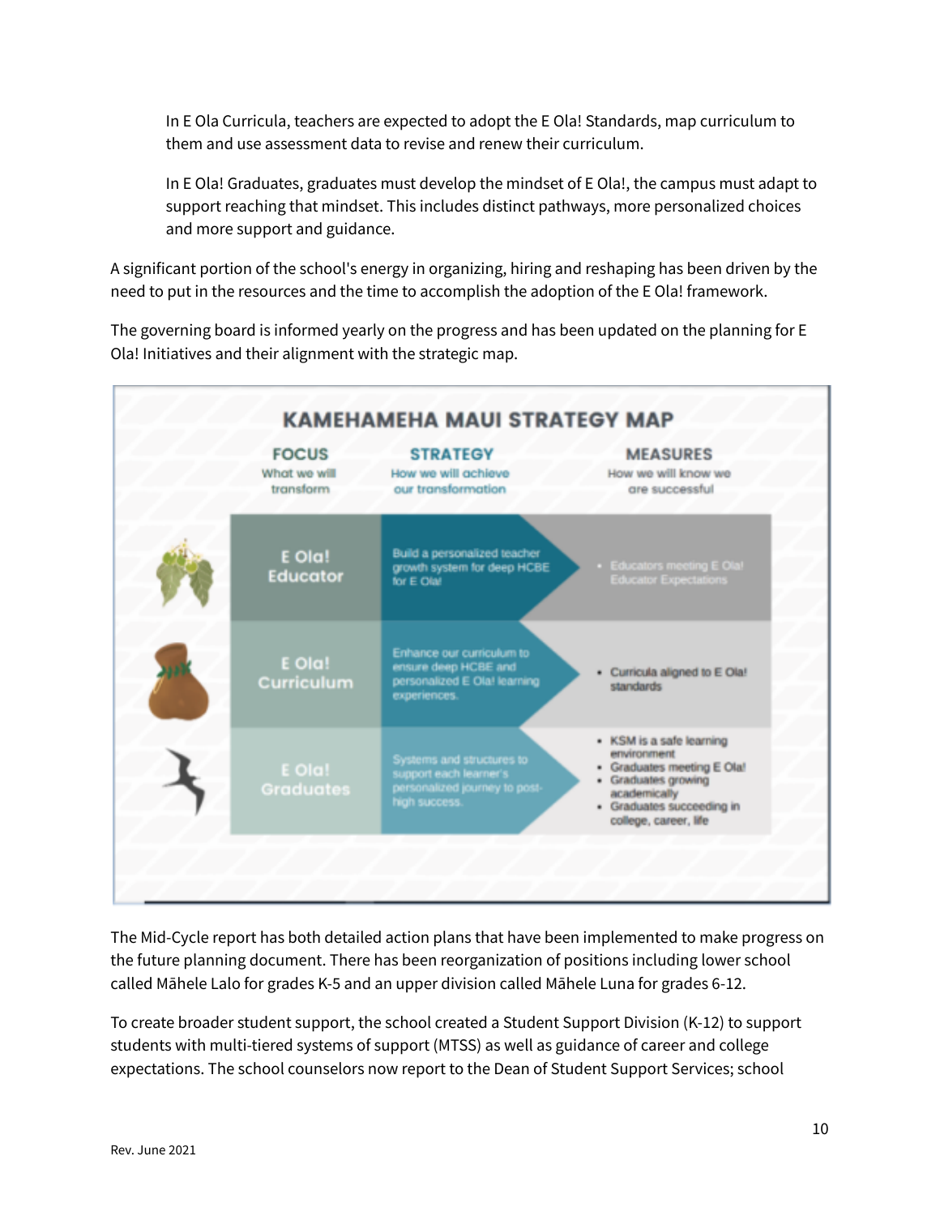In E Ola Curricula, teachers are expected to adopt the E Ola! Standards, map curriculum to them and use assessment data to revise and renew their curriculum.

In E Ola! Graduates, graduates must develop the mindset of E Ola!, the campus must adapt to support reaching that mindset. This includes distinct pathways, more personalized choices and more support and guidance.

A significant portion of the school's energy in organizing, hiring and reshaping has been driven by the need to put in the resources and the time to accomplish the adoption of the E Ola! framework.

The governing board is informed yearly on the progress and has been updated on the planning for E Ola! Initiatives and their alignment with the strategic map.

**KAMEHAMEHA MAUI STRATEGY MAP**

| FOCUS<br>What we will transform | STRATEGY<br>How we will achieve our transformation | MEASURES<br>How we will know we are successful |
| --- | --- | --- |
| E Ola! Educator | Build a personalized teacher growth system for deep HCBE for E Ola! | • Educators meeting E Ola! Educator Expectations |
| E Ola! Curriculum | Enhance our curriculum to ensure deep HCBE and personalized E Ola! learning experiences. | • Curricula aligned to E Ola! standards |
| E Ola! Graduates | Systems and structures to support each learner's personalized journey to post-high success. | • KSM is a safe learning environment<br>• Graduates meeting E Ola!<br>• Graduates growing academically<br>• Graduates succeeding in college, career, life |

The Mid-Cycle report has both detailed action plans that have been implemented to make progress on the future planning document. There has been reorganization of positions including lower school called Māhele Lalo for grades K-5 and an upper division called Māhele Luna for grades 6-12.

To create broader student support, the school created a Student Support Division (K-12) to support students with multi-tiered systems of support (MTSS) as well as guidance of career and college expectations. The school counselors now report to the Dean of Student Support Services; school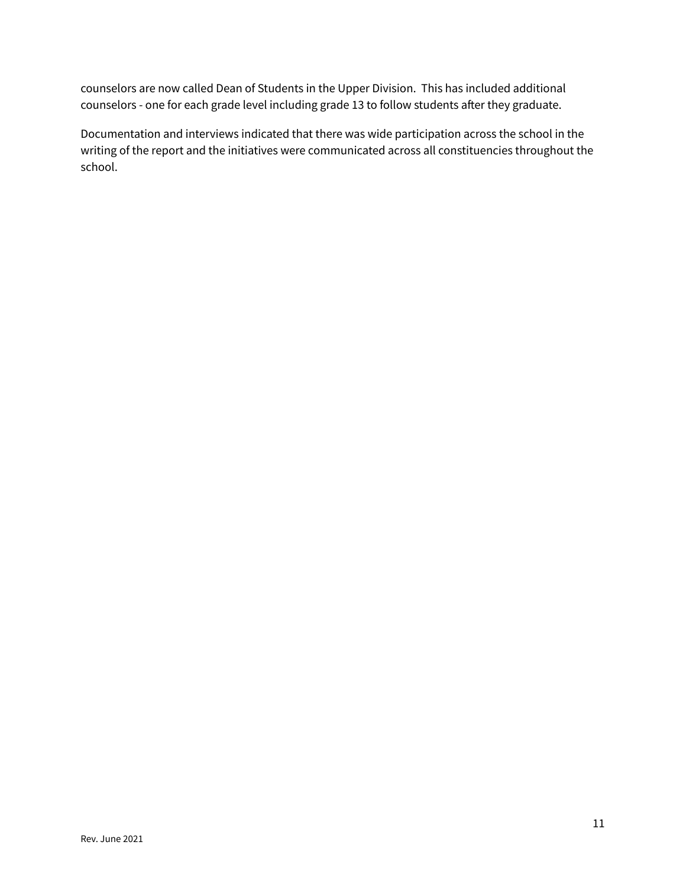counselors are now called Dean of Students in the Upper Division.  This has included additional counselors - one for each grade level including grade 13 to follow students after they graduate.

Documentation and interviews indicated that there was wide participation across the school in the writing of the report and the initiatives were communicated across all constituencies throughout the school.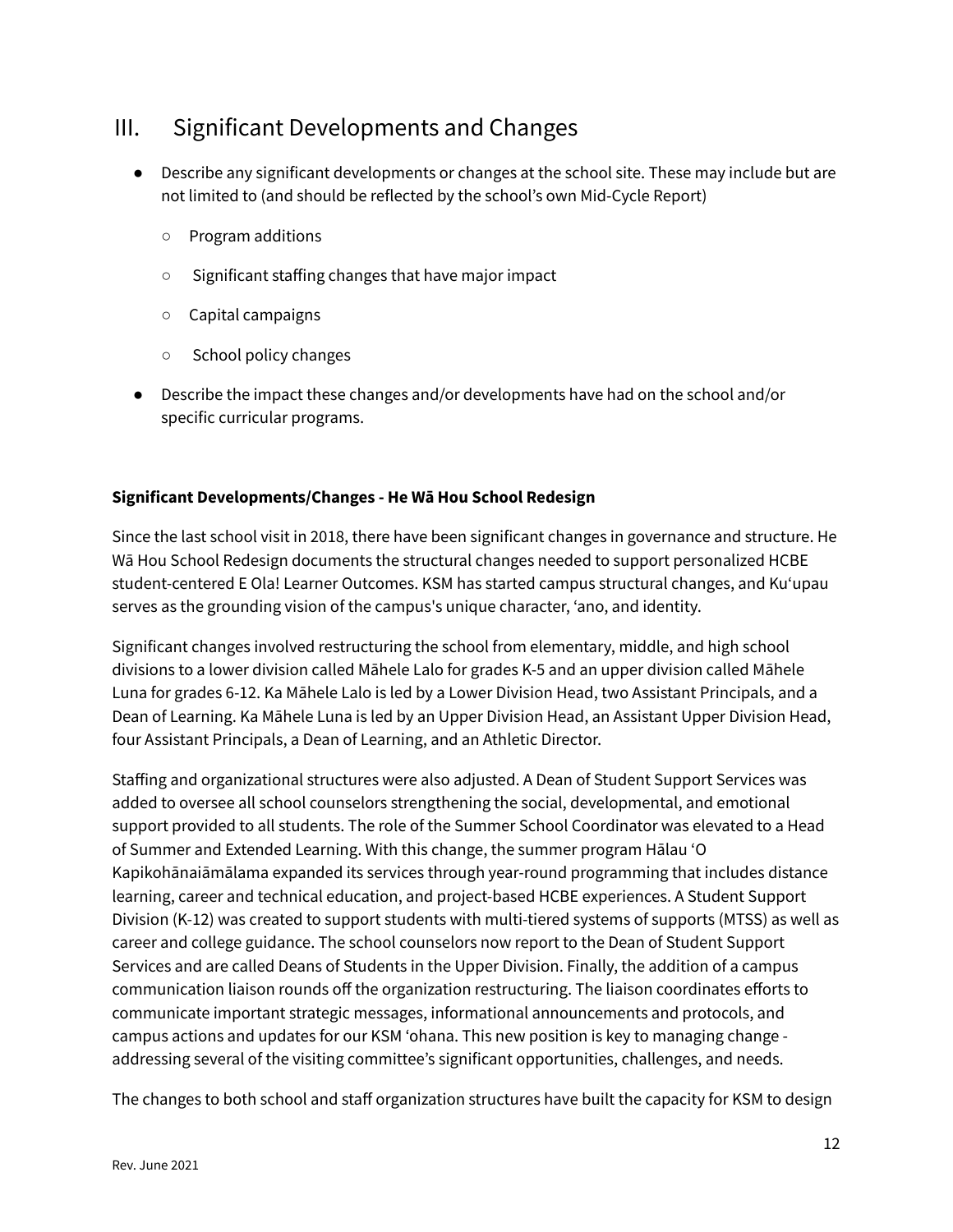## III. Significant Developments and Changes

- Describe any significant developments or changes at the school site. These may include but are not limited to (and should be reflected by the school's own Mid-Cycle Report)
  - Program additions
  - Significant staffing changes that have major impact
  - Capital campaigns
  - School policy changes
- Describe the impact these changes and/or developments have had on the school and/or specific curricular programs.

**Significant Developments/Changes - He Wā Hou School Redesign**

Since the last school visit in 2018, there have been significant changes in governance and structure. He Wā Hou School Redesign documents the structural changes needed to support personalized HCBE student-centered E Ola! Learner Outcomes. KSM has started campus structural changes, and Kuʻupau serves as the grounding vision of the campus's unique character, ʻano, and identity.

Significant changes involved restructuring the school from elementary, middle, and high school divisions to a lower division called Māhele Lalo for grades K-5 and an upper division called Māhele Luna for grades 6-12. Ka Māhele Lalo is led by a Lower Division Head, two Assistant Principals, and a Dean of Learning. Ka Māhele Luna is led by an Upper Division Head, an Assistant Upper Division Head, four Assistant Principals, a Dean of Learning, and an Athletic Director.

Staffing and organizational structures were also adjusted. A Dean of Student Support Services was added to oversee all school counselors strengthening the social, developmental, and emotional support provided to all students. The role of the Summer School Coordinator was elevated to a Head of Summer and Extended Learning. With this change, the summer program Hālau ʻO Kapikohānaiāmālama expanded its services through year-round programming that includes distance learning, career and technical education, and project-based HCBE experiences. A Student Support Division (K-12) was created to support students with multi-tiered systems of supports (MTSS) as well as career and college guidance. The school counselors now report to the Dean of Student Support Services and are called Deans of Students in the Upper Division. Finally, the addition of a campus communication liaison rounds off the organization restructuring. The liaison coordinates efforts to communicate important strategic messages, informational announcements and protocols, and campus actions and updates for our KSM ʻohana. This new position is key to managing change - addressing several of the visiting committee's significant opportunities, challenges, and needs.

The changes to both school and staff organization structures have built the capacity for KSM to design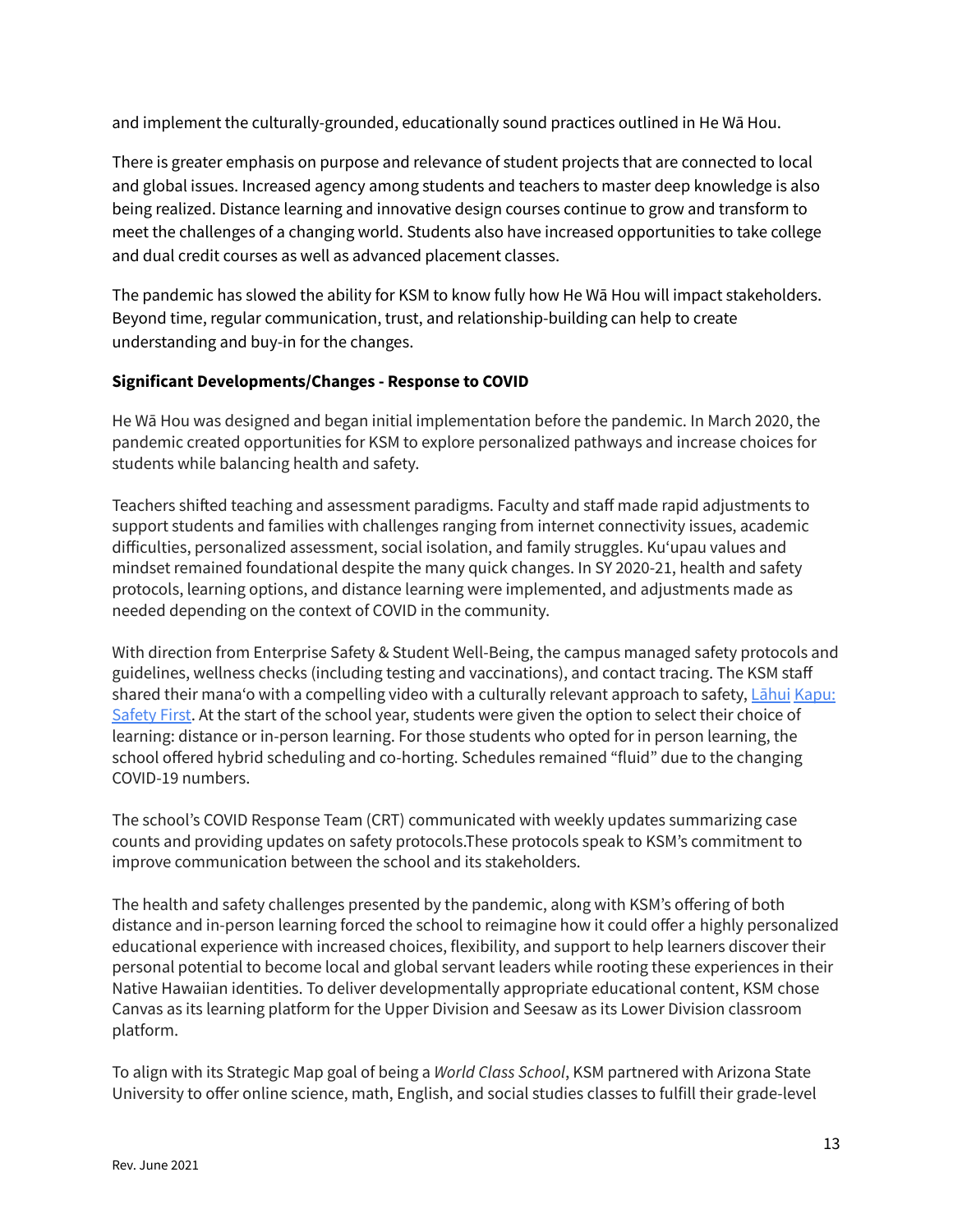and implement the culturally-grounded, educationally sound practices outlined in He Wā Hou.

There is greater emphasis on purpose and relevance of student projects that are connected to local and global issues. Increased agency among students and teachers to master deep knowledge is also being realized. Distance learning and innovative design courses continue to grow and transform to meet the challenges of a changing world. Students also have increased opportunities to take college and dual credit courses as well as advanced placement classes.

The pandemic has slowed the ability for KSM to know fully how He Wā Hou will impact stakeholders. Beyond time, regular communication, trust, and relationship-building can help to create understanding and buy-in for the changes.

**Significant Developments/Changes - Response to COVID**

He Wā Hou was designed and began initial implementation before the pandemic. In March 2020, the pandemic created opportunities for KSM to explore personalized pathways and increase choices for students while balancing health and safety.

Teachers shifted teaching and assessment paradigms. Faculty and staff made rapid adjustments to support students and families with challenges ranging from internet connectivity issues, academic difficulties, personalized assessment, social isolation, and family struggles. Kuʻupau values and mindset remained foundational despite the many quick changes. In SY 2020-21, health and safety protocols, learning options, and distance learning were implemented, and adjustments made as needed depending on the context of COVID in the community.

With direction from Enterprise Safety & Student Well-Being, the campus managed safety protocols and guidelines, wellness checks (including testing and vaccinations), and contact tracing. The KSM staff shared their manaʻo with a compelling video with a culturally relevant approach to safety, Lāhui Kapu: Safety First. At the start of the school year, students were given the option to select their choice of learning: distance or in-person learning. For those students who opted for in person learning, the school offered hybrid scheduling and co-horting. Schedules remained "fluid" due to the changing COVID-19 numbers.

The school's COVID Response Team (CRT) communicated with weekly updates summarizing case counts and providing updates on safety protocols.These protocols speak to KSM's commitment to improve communication between the school and its stakeholders.

The health and safety challenges presented by the pandemic, along with KSM's offering of both distance and in-person learning forced the school to reimagine how it could offer a highly personalized educational experience with increased choices, flexibility, and support to help learners discover their personal potential to become local and global servant leaders while rooting these experiences in their Native Hawaiian identities. To deliver developmentally appropriate educational content, KSM chose Canvas as its learning platform for the Upper Division and Seesaw as its Lower Division classroom platform.

To align with its Strategic Map goal of being a *World Class School*, KSM partnered with Arizona State University to offer online science, math, English, and social studies classes to fulfill their grade-level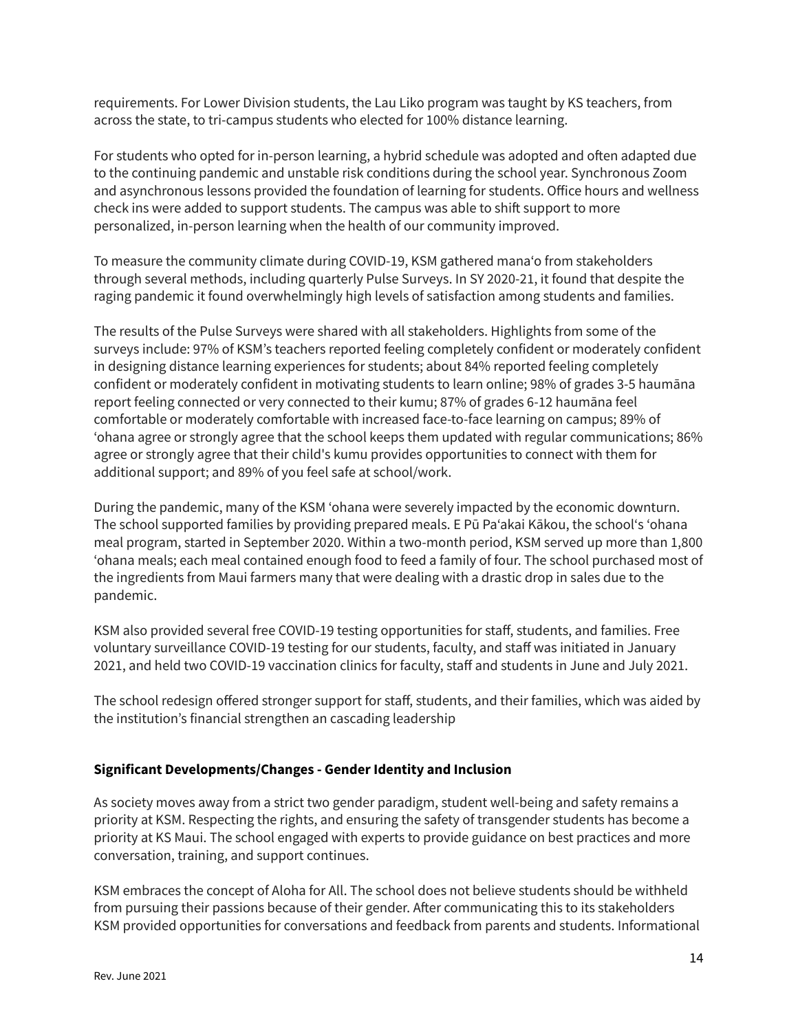requirements. For Lower Division students, the Lau Liko program was taught by KS teachers, from across the state, to tri-campus students who elected for 100% distance learning.

For students who opted for in-person learning, a hybrid schedule was adopted and often adapted due to the continuing pandemic and unstable risk conditions during the school year. Synchronous Zoom and asynchronous lessons provided the foundation of learning for students. Office hours and wellness check ins were added to support students. The campus was able to shift support to more personalized, in-person learning when the health of our community improved.

To measure the community climate during COVID-19, KSM gathered manaʻo from stakeholders through several methods, including quarterly Pulse Surveys. In SY 2020-21, it found that despite the raging pandemic it found overwhelmingly high levels of satisfaction among students and families.

The results of the Pulse Surveys were shared with all stakeholders. Highlights from some of the surveys include: 97% of KSM's teachers reported feeling completely confident or moderately confident in designing distance learning experiences for students; about 84% reported feeling completely confident or moderately confident in motivating students to learn online; 98% of grades 3-5 haumāna report feeling connected or very connected to their kumu; 87% of grades 6-12 haumāna feel comfortable or moderately comfortable with increased face-to-face learning on campus; 89% of ʻohana agree or strongly agree that the school keeps them updated with regular communications; 86% agree or strongly agree that their child's kumu provides opportunities to connect with them for additional support; and 89% of you feel safe at school/work.

During the pandemic, many of the KSM ʻohana were severely impacted by the economic downturn. The school supported families by providing prepared meals. E Pū Paʻakai Kākou, the school's ʻohana meal program, started in September 2020. Within a two-month period, KSM served up more than 1,800 ʻohana meals; each meal contained enough food to feed a family of four. The school purchased most of the ingredients from Maui farmers many that were dealing with a drastic drop in sales due to the pandemic.

KSM also provided several free COVID-19 testing opportunities for staff, students, and families. Free voluntary surveillance COVID-19 testing for our students, faculty, and staff was initiated in January 2021, and held two COVID-19 vaccination clinics for faculty, staff and students in June and July 2021.

The school redesign offered stronger support for staff, students, and their families, which was aided by the institution's financial strengthen an cascading leadership

**Significant Developments/Changes - Gender Identity and Inclusion**

As society moves away from a strict two gender paradigm, student well-being and safety remains a priority at KSM. Respecting the rights, and ensuring the safety of transgender students has become a priority at KS Maui. The school engaged with experts to provide guidance on best practices and more conversation, training, and support continues.

KSM embraces the concept of Aloha for All. The school does not believe students should be withheld from pursuing their passions because of their gender. After communicating this to its stakeholders KSM provided opportunities for conversations and feedback from parents and students. Informational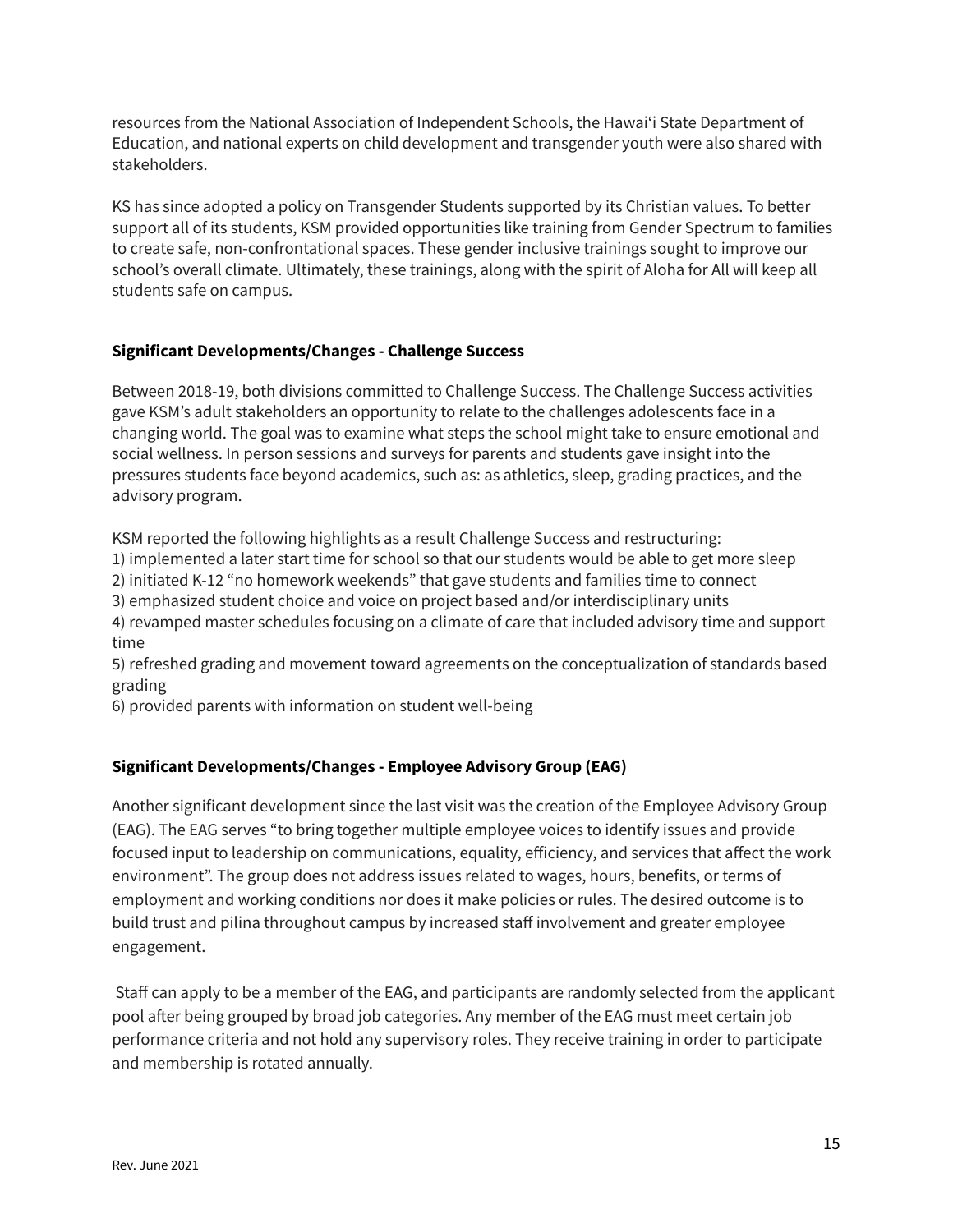resources from the National Association of Independent Schools, the Hawai'i State Department of Education, and national experts on child development and transgender youth were also shared with stakeholders.

KS has since adopted a policy on Transgender Students supported by its Christian values. To better support all of its students, KSM provided opportunities like training from Gender Spectrum to families to create safe, non-confrontational spaces. These gender inclusive trainings sought to improve our school's overall climate. Ultimately, these trainings, along with the spirit of Aloha for All will keep all students safe on campus.

**Significant Developments/Changes - Challenge Success**

Between 2018-19, both divisions committed to Challenge Success. The Challenge Success activities gave KSM's adult stakeholders an opportunity to relate to the challenges adolescents face in a changing world. The goal was to examine what steps the school might take to ensure emotional and social wellness. In person sessions and surveys for parents and students gave insight into the pressures students face beyond academics, such as: as athletics, sleep, grading practices, and the advisory program.

KSM reported the following highlights as a result Challenge Success and restructuring:
1) implemented a later start time for school so that our students would be able to get more sleep
2) initiated K-12 "no homework weekends" that gave students and families time to connect
3) emphasized student choice and voice on project based and/or interdisciplinary units
4) revamped master schedules focusing on a climate of care that included advisory time and support time
5) refreshed grading and movement toward agreements on the conceptualization of standards based grading
6) provided parents with information on student well-being

**Significant Developments/Changes - Employee Advisory Group (EAG)**

Another significant development since the last visit was the creation of the Employee Advisory Group (EAG). The EAG serves "to bring together multiple employee voices to identify issues and provide focused input to leadership on communications, equality, efficiency, and services that affect the work environment". The group does not address issues related to wages, hours, benefits, or terms of employment and working conditions nor does it make policies or rules. The desired outcome is to build trust and pilina throughout campus by increased staff involvement and greater employee engagement.

Staff can apply to be a member of the EAG, and participants are randomly selected from the applicant pool after being grouped by broad job categories. Any member of the EAG must meet certain job performance criteria and not hold any supervisory roles. They receive training in order to participate and membership is rotated annually.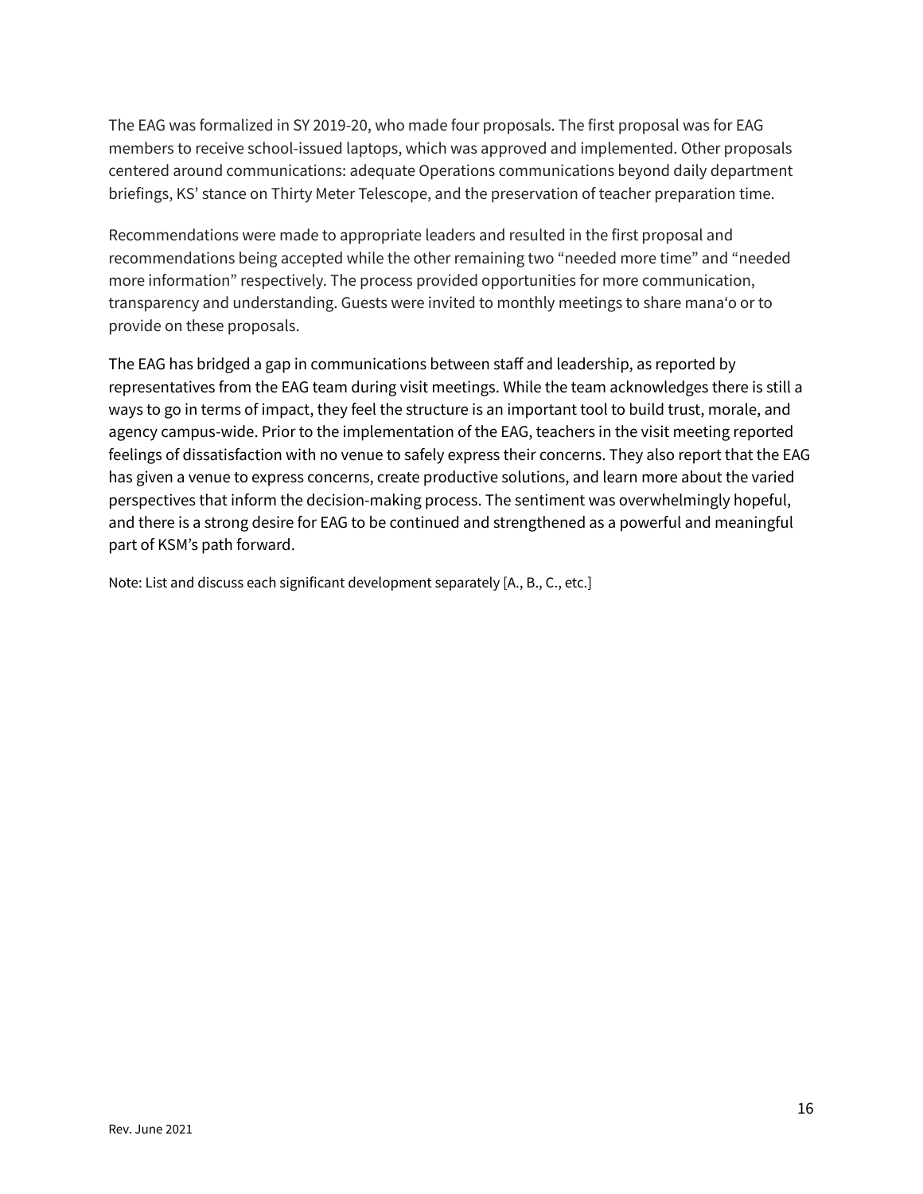The EAG was formalized in SY 2019-20, who made four proposals. The first proposal was for EAG members to receive school-issued laptops, which was approved and implemented. Other proposals centered around communications: adequate Operations communications beyond daily department briefings, KS' stance on Thirty Meter Telescope, and the preservation of teacher preparation time.

Recommendations were made to appropriate leaders and resulted in the first proposal and recommendations being accepted while the other remaining two "needed more time" and "needed more information" respectively. The process provided opportunities for more communication, transparency and understanding. Guests were invited to monthly meetings to share manaʻo or to provide on these proposals.

The EAG has bridged a gap in communications between staff and leadership, as reported by representatives from the EAG team during visit meetings. While the team acknowledges there is still a ways to go in terms of impact, they feel the structure is an important tool to build trust, morale, and agency campus-wide. Prior to the implementation of the EAG, teachers in the visit meeting reported feelings of dissatisfaction with no venue to safely express their concerns. They also report that the EAG has given a venue to express concerns, create productive solutions, and learn more about the varied perspectives that inform the decision-making process. The sentiment was overwhelmingly hopeful, and there is a strong desire for EAG to be continued and strengthened as a powerful and meaningful part of KSM's path forward.

Note: List and discuss each significant development separately [A., B., C., etc.]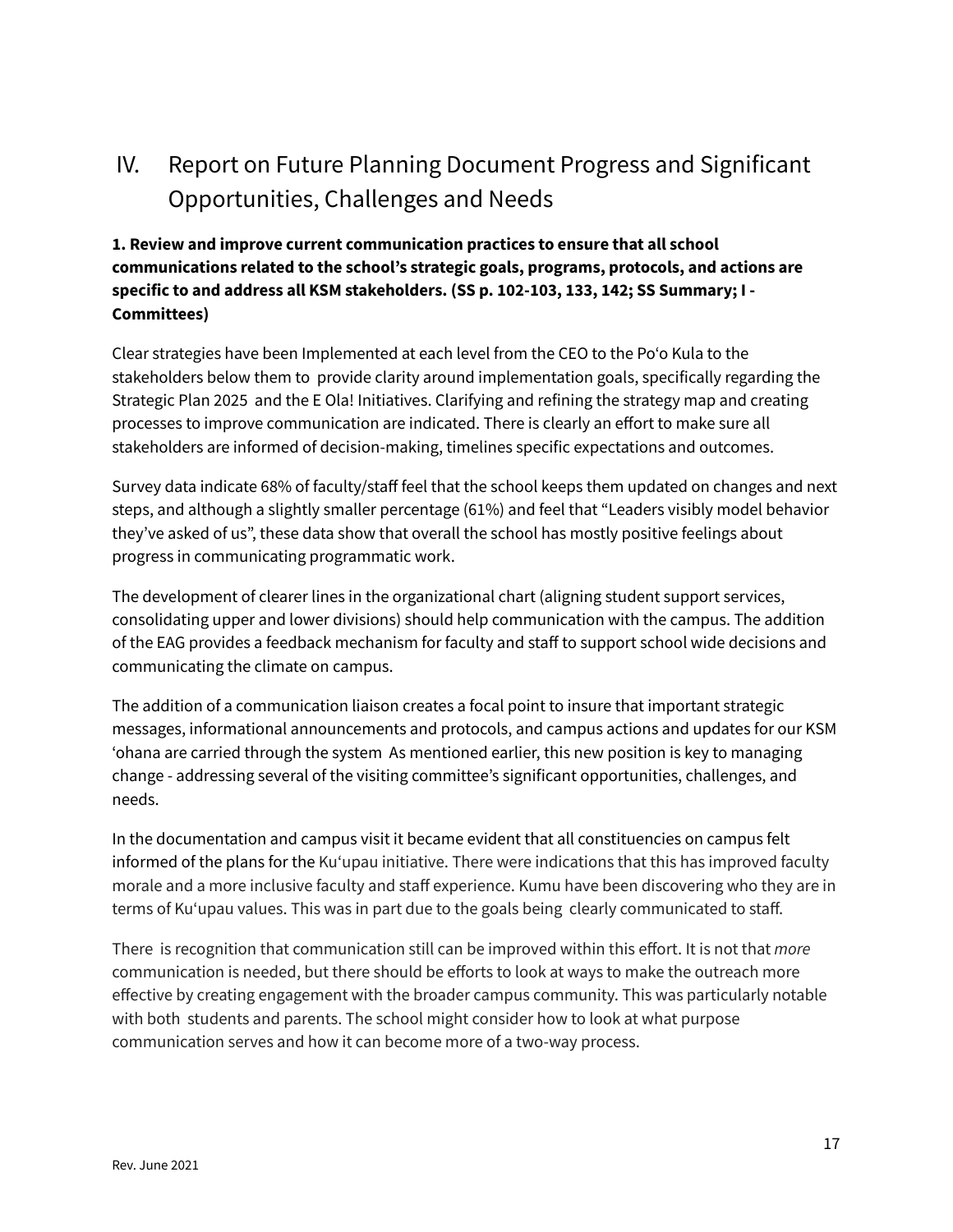# IV. Report on Future Planning Document Progress and Significant Opportunities, Challenges and Needs

**1. Review and improve current communication practices to ensure that all school communications related to the school's strategic goals, programs, protocols, and actions are specific to and address all KSM stakeholders. (SS p. 102-103, 133, 142; SS Summary; I - Committees)**

Clear strategies have been Implemented at each level from the CEO to the Poʻo Kula to the stakeholders below them to provide clarity around implementation goals, specifically regarding the Strategic Plan 2025 and the E Ola! Initiatives. Clarifying and refining the strategy map and creating processes to improve communication are indicated. There is clearly an effort to make sure all stakeholders are informed of decision-making, timelines specific expectations and outcomes.

Survey data indicate 68% of faculty/staff feel that the school keeps them updated on changes and next steps, and although a slightly smaller percentage (61%) and feel that "Leaders visibly model behavior they've asked of us", these data show that overall the school has mostly positive feelings about progress in communicating programmatic work.

The development of clearer lines in the organizational chart (aligning student support services, consolidating upper and lower divisions) should help communication with the campus. The addition of the EAG provides a feedback mechanism for faculty and staff to support school wide decisions and communicating the climate on campus.

The addition of a communication liaison creates a focal point to insure that important strategic messages, informational announcements and protocols, and campus actions and updates for our KSM ʻohana are carried through the system As mentioned earlier, this new position is key to managing change - addressing several of the visiting committee's significant opportunities, challenges, and needs.

In the documentation and campus visit it became evident that all constituencies on campus felt informed of the plans for the Kuʻupau initiative. There were indications that this has improved faculty morale and a more inclusive faculty and staff experience. Kumu have been discovering who they are in terms of Kuʻupau values. This was in part due to the goals being clearly communicated to staff.

There is recognition that communication still can be improved within this effort. It is not that *more* communication is needed, but there should be efforts to look at ways to make the outreach more effective by creating engagement with the broader campus community. This was particularly notable with both students and parents. The school might consider how to look at what purpose communication serves and how it can become more of a two-way process.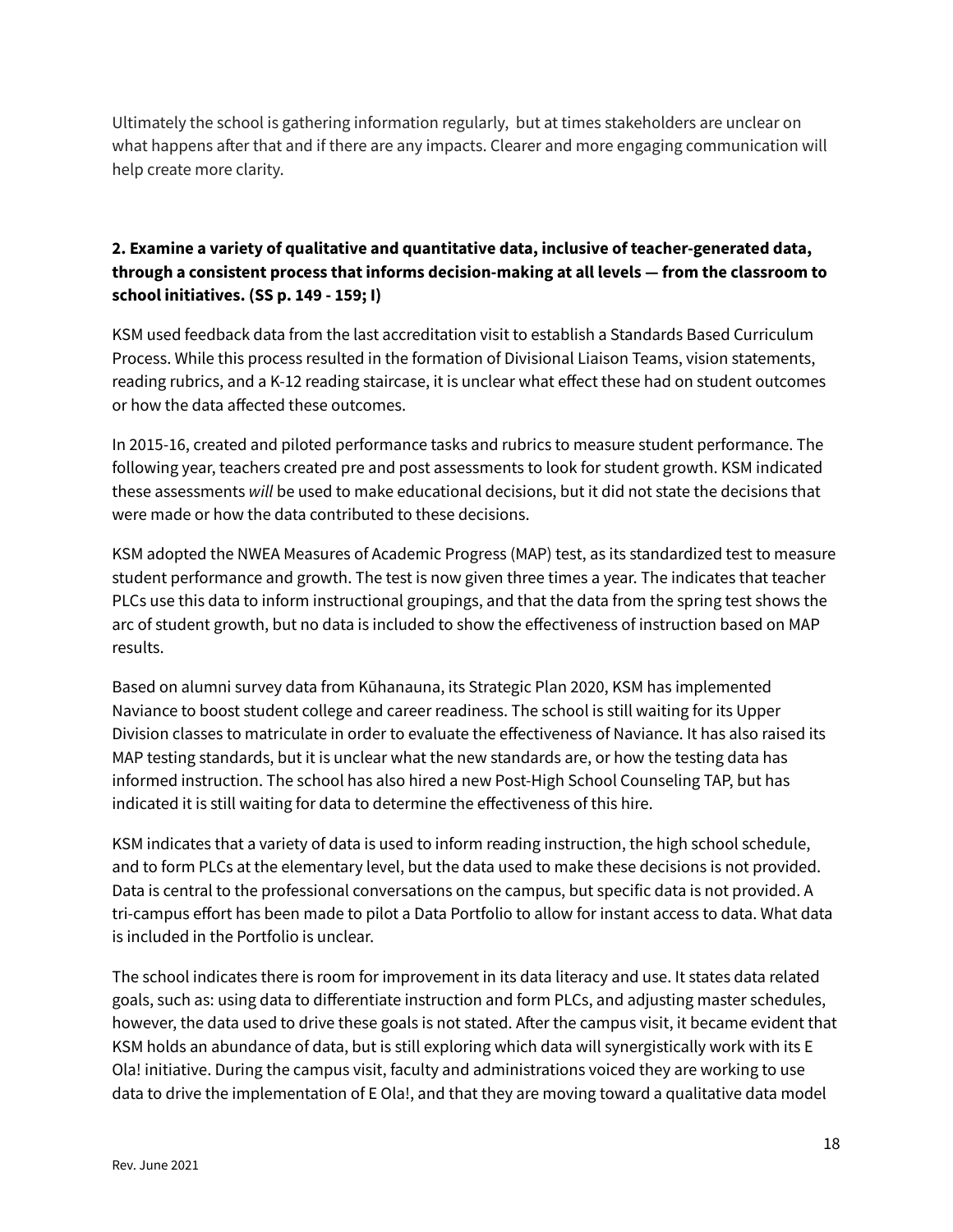Ultimately the school is gathering information regularly,  but at times stakeholders are unclear on what happens after that and if there are any impacts. Clearer and more engaging communication will help create more clarity.

**2. Examine a variety of qualitative and quantitative data, inclusive of teacher-generated data, through a consistent process that informs decision-making at all levels — from the classroom to school initiatives. (SS p. 149 - 159; I)**

KSM used feedback data from the last accreditation visit to establish a Standards Based Curriculum Process. While this process resulted in the formation of Divisional Liaison Teams, vision statements, reading rubrics, and a K-12 reading staircase, it is unclear what effect these had on student outcomes or how the data affected these outcomes.

In 2015-16, created and piloted performance tasks and rubrics to measure student performance. The following year, teachers created pre and post assessments to look for student growth. KSM indicated these assessments *will* be used to make educational decisions, but it did not state the decisions that were made or how the data contributed to these decisions.

KSM adopted the NWEA Measures of Academic Progress (MAP) test, as its standardized test to measure student performance and growth. The test is now given three times a year. The indicates that teacher PLCs use this data to inform instructional groupings, and that the data from the spring test shows the arc of student growth, but no data is included to show the effectiveness of instruction based on MAP results.

Based on alumni survey data from Kūhanauna, its Strategic Plan 2020, KSM has implemented Naviance to boost student college and career readiness. The school is still waiting for its Upper Division classes to matriculate in order to evaluate the effectiveness of Naviance. It has also raised its MAP testing standards, but it is unclear what the new standards are, or how the testing data has informed instruction. The school has also hired a new Post-High School Counseling TAP, but has indicated it is still waiting for data to determine the effectiveness of this hire.

KSM indicates that a variety of data is used to inform reading instruction, the high school schedule, and to form PLCs at the elementary level, but the data used to make these decisions is not provided. Data is central to the professional conversations on the campus, but specific data is not provided. A tri-campus effort has been made to pilot a Data Portfolio to allow for instant access to data. What data is included in the Portfolio is unclear.

The school indicates there is room for improvement in its data literacy and use. It states data related goals, such as: using data to differentiate instruction and form PLCs, and adjusting master schedules, however, the data used to drive these goals is not stated. After the campus visit, it became evident that KSM holds an abundance of data, but is still exploring which data will synergistically work with its E Ola! initiative. During the campus visit, faculty and administrations voiced they are working to use data to drive the implementation of E Ola!, and that they are moving toward a qualitative data model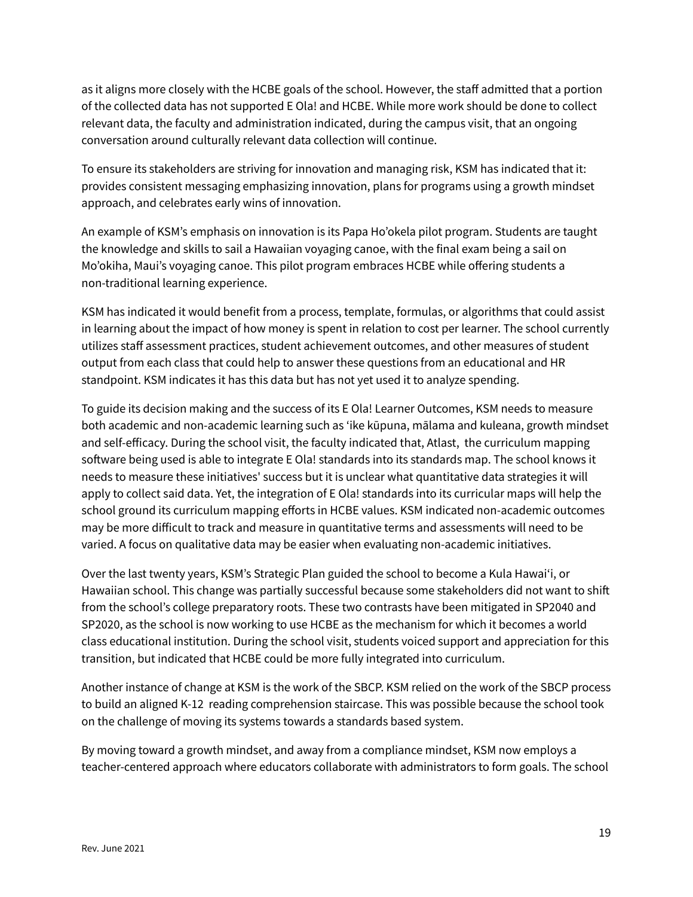as it aligns more closely with the HCBE goals of the school. However, the staff admitted that a portion of the collected data has not supported E Ola! and HCBE. While more work should be done to collect relevant data, the faculty and administration indicated, during the campus visit, that an ongoing conversation around culturally relevant data collection will continue.

To ensure its stakeholders are striving for innovation and managing risk, KSM has indicated that it: provides consistent messaging emphasizing innovation, plans for programs using a growth mindset approach, and celebrates early wins of innovation.

An example of KSM's emphasis on innovation is its Papa Ho'okela pilot program. Students are taught the knowledge and skills to sail a Hawaiian voyaging canoe, with the final exam being a sail on Mo'okiha, Maui's voyaging canoe. This pilot program embraces HCBE while offering students a non-traditional learning experience.

KSM has indicated it would benefit from a process, template, formulas, or algorithms that could assist in learning about the impact of how money is spent in relation to cost per learner. The school currently utilizes staff assessment practices, student achievement outcomes, and other measures of student output from each class that could help to answer these questions from an educational and HR standpoint. KSM indicates it has this data but has not yet used it to analyze spending.

To guide its decision making and the success of its E Ola! Learner Outcomes, KSM needs to measure both academic and non-academic learning such as ʻike kūpuna, mālama and kuleana, growth mindset and self-efficacy. During the school visit, the faculty indicated that, Atlast, the curriculum mapping software being used is able to integrate E Ola! standards into its standards map. The school knows it needs to measure these initiatives' success but it is unclear what quantitative data strategies it will apply to collect said data. Yet, the integration of E Ola! standards into its curricular maps will help the school ground its curriculum mapping efforts in HCBE values. KSM indicated non-academic outcomes may be more difficult to track and measure in quantitative terms and assessments will need to be varied. A focus on qualitative data may be easier when evaluating non-academic initiatives.

Over the last twenty years, KSM's Strategic Plan guided the school to become a Kula Hawaiʻi, or Hawaiian school. This change was partially successful because some stakeholders did not want to shift from the school's college preparatory roots. These two contrasts have been mitigated in SP2040 and SP2020, as the school is now working to use HCBE as the mechanism for which it becomes a world class educational institution. During the school visit, students voiced support and appreciation for this transition, but indicated that HCBE could be more fully integrated into curriculum.

Another instance of change at KSM is the work of the SBCP. KSM relied on the work of the SBCP process to build an aligned K-12 reading comprehension staircase. This was possible because the school took on the challenge of moving its systems towards a standards based system.

By moving toward a growth mindset, and away from a compliance mindset, KSM now employs a teacher-centered approach where educators collaborate with administrators to form goals. The school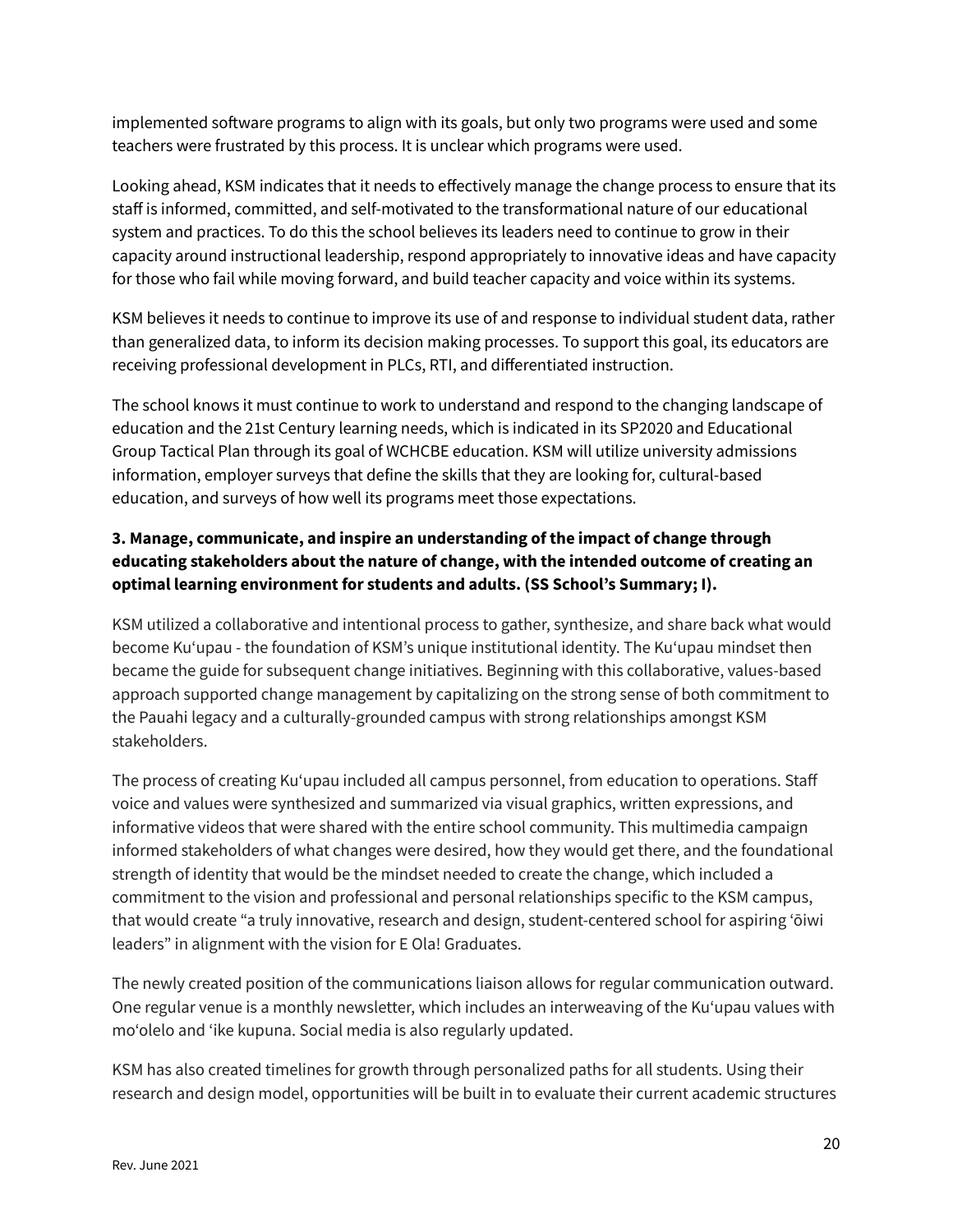implemented software programs to align with its goals, but only two programs were used and some teachers were frustrated by this process. It is unclear which programs were used.

Looking ahead, KSM indicates that it needs to effectively manage the change process to ensure that its staff is informed, committed, and self-motivated to the transformational nature of our educational system and practices. To do this the school believes its leaders need to continue to grow in their capacity around instructional leadership, respond appropriately to innovative ideas and have capacity for those who fail while moving forward, and build teacher capacity and voice within its systems.

KSM believes it needs to continue to improve its use of and response to individual student data, rather than generalized data, to inform its decision making processes. To support this goal, its educators are receiving professional development in PLCs, RTI, and differentiated instruction.

The school knows it must continue to work to understand and respond to the changing landscape of education and the 21st Century learning needs, which is indicated in its SP2020 and Educational Group Tactical Plan through its goal of WCHCBE education. KSM will utilize university admissions information, employer surveys that define the skills that they are looking for, cultural-based education, and surveys of how well its programs meet those expectations.

**3. Manage, communicate, and inspire an understanding of the impact of change through educating stakeholders about the nature of change, with the intended outcome of creating an optimal learning environment for students and adults. (SS School's Summary; I).**

KSM utilized a collaborative and intentional process to gather, synthesize, and share back what would become Kuʻupau - the foundation of KSM's unique institutional identity. The Kuʻupau mindset then became the guide for subsequent change initiatives. Beginning with this collaborative, values-based approach supported change management by capitalizing on the strong sense of both commitment to the Pauahi legacy and a culturally-grounded campus with strong relationships amongst KSM stakeholders.

The process of creating Kuʻupau included all campus personnel, from education to operations. Staff voice and values were synthesized and summarized via visual graphics, written expressions, and informative videos that were shared with the entire school community. This multimedia campaign informed stakeholders of what changes were desired, how they would get there, and the foundational strength of identity that would be the mindset needed to create the change, which included a commitment to the vision and professional and personal relationships specific to the KSM campus, that would create "a truly innovative, research and design, student-centered school for aspiring ʻōiwi leaders" in alignment with the vision for E Ola! Graduates.

The newly created position of the communications liaison allows for regular communication outward. One regular venue is a monthly newsletter, which includes an interweaving of the Kuʻupau values with moʻolelo and ʻike kupuna. Social media is also regularly updated.

KSM has also created timelines for growth through personalized paths for all students. Using their research and design model, opportunities will be built in to evaluate their current academic structures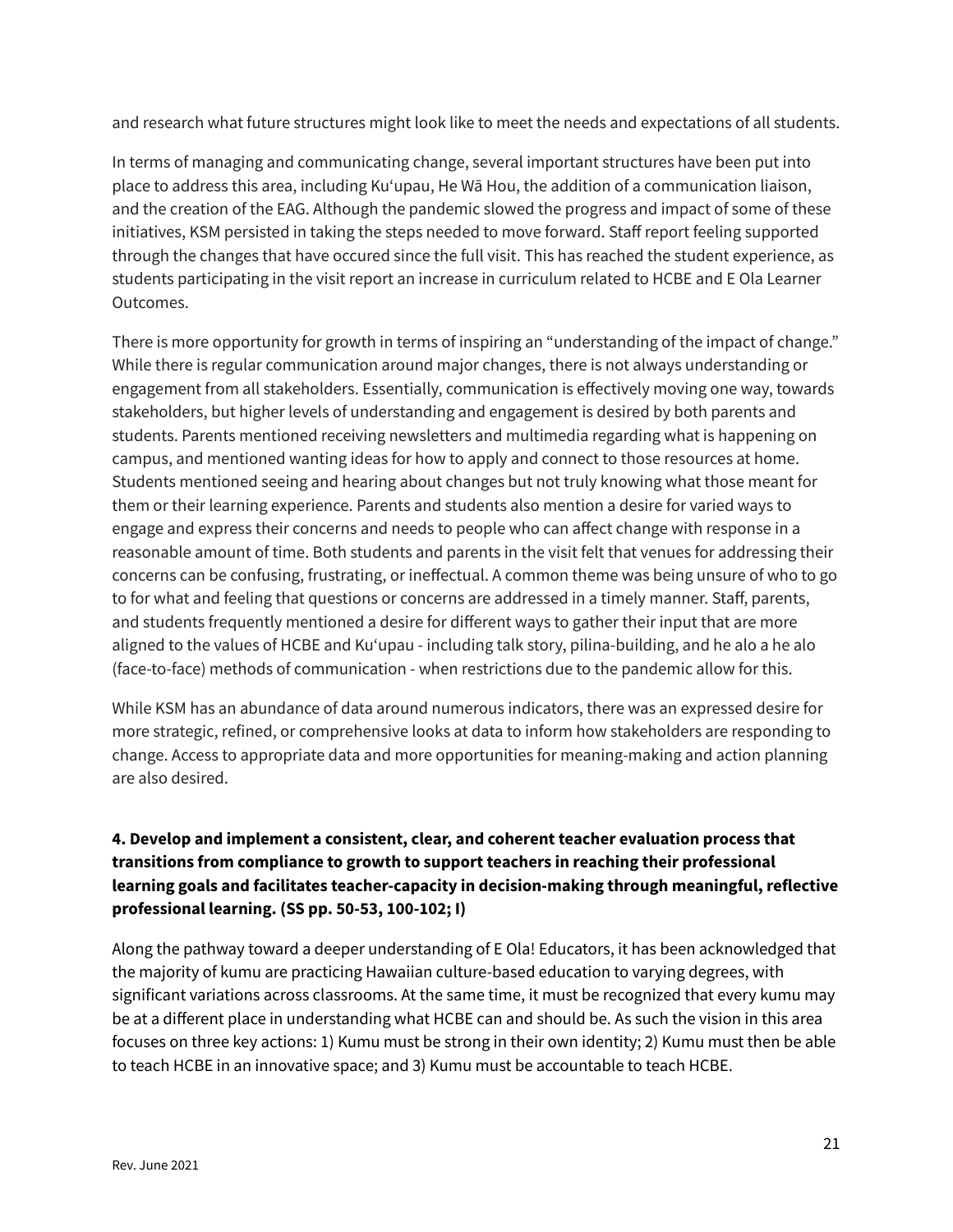and research what future structures might look like to meet the needs and expectations of all students.

In terms of managing and communicating change, several important structures have been put into place to address this area, including Kuʻupau, He Wā Hou, the addition of a communication liaison, and the creation of the EAG. Although the pandemic slowed the progress and impact of some of these initiatives, KSM persisted in taking the steps needed to move forward. Staff report feeling supported through the changes that have occured since the full visit. This has reached the student experience, as students participating in the visit report an increase in curriculum related to HCBE and E Ola Learner Outcomes.

There is more opportunity for growth in terms of inspiring an "understanding of the impact of change." While there is regular communication around major changes, there is not always understanding or engagement from all stakeholders. Essentially, communication is effectively moving one way, towards stakeholders, but higher levels of understanding and engagement is desired by both parents and students. Parents mentioned receiving newsletters and multimedia regarding what is happening on campus, and mentioned wanting ideas for how to apply and connect to those resources at home. Students mentioned seeing and hearing about changes but not truly knowing what those meant for them or their learning experience. Parents and students also mention a desire for varied ways to engage and express their concerns and needs to people who can affect change with response in a reasonable amount of time. Both students and parents in the visit felt that venues for addressing their concerns can be confusing, frustrating, or ineffectual. A common theme was being unsure of who to go to for what and feeling that questions or concerns are addressed in a timely manner. Staff, parents, and students frequently mentioned a desire for different ways to gather their input that are more aligned to the values of HCBE and Kuʻupau - including talk story, pilina-building, and he alo a he alo (face-to-face) methods of communication - when restrictions due to the pandemic allow for this.

While KSM has an abundance of data around numerous indicators, there was an expressed desire for more strategic, refined, or comprehensive looks at data to inform how stakeholders are responding to change. Access to appropriate data and more opportunities for meaning-making and action planning are also desired.

**4. Develop and implement a consistent, clear, and coherent teacher evaluation process that transitions from compliance to growth to support teachers in reaching their professional learning goals and facilitates teacher-capacity in decision-making through meaningful, reflective professional learning. (SS pp. 50-53, 100-102; I)**

Along the pathway toward a deeper understanding of E Ola! Educators, it has been acknowledged that the majority of kumu are practicing Hawaiian culture-based education to varying degrees, with significant variations across classrooms. At the same time, it must be recognized that every kumu may be at a different place in understanding what HCBE can and should be. As such the vision in this area focuses on three key actions: 1) Kumu must be strong in their own identity; 2) Kumu must then be able to teach HCBE in an innovative space; and 3) Kumu must be accountable to teach HCBE.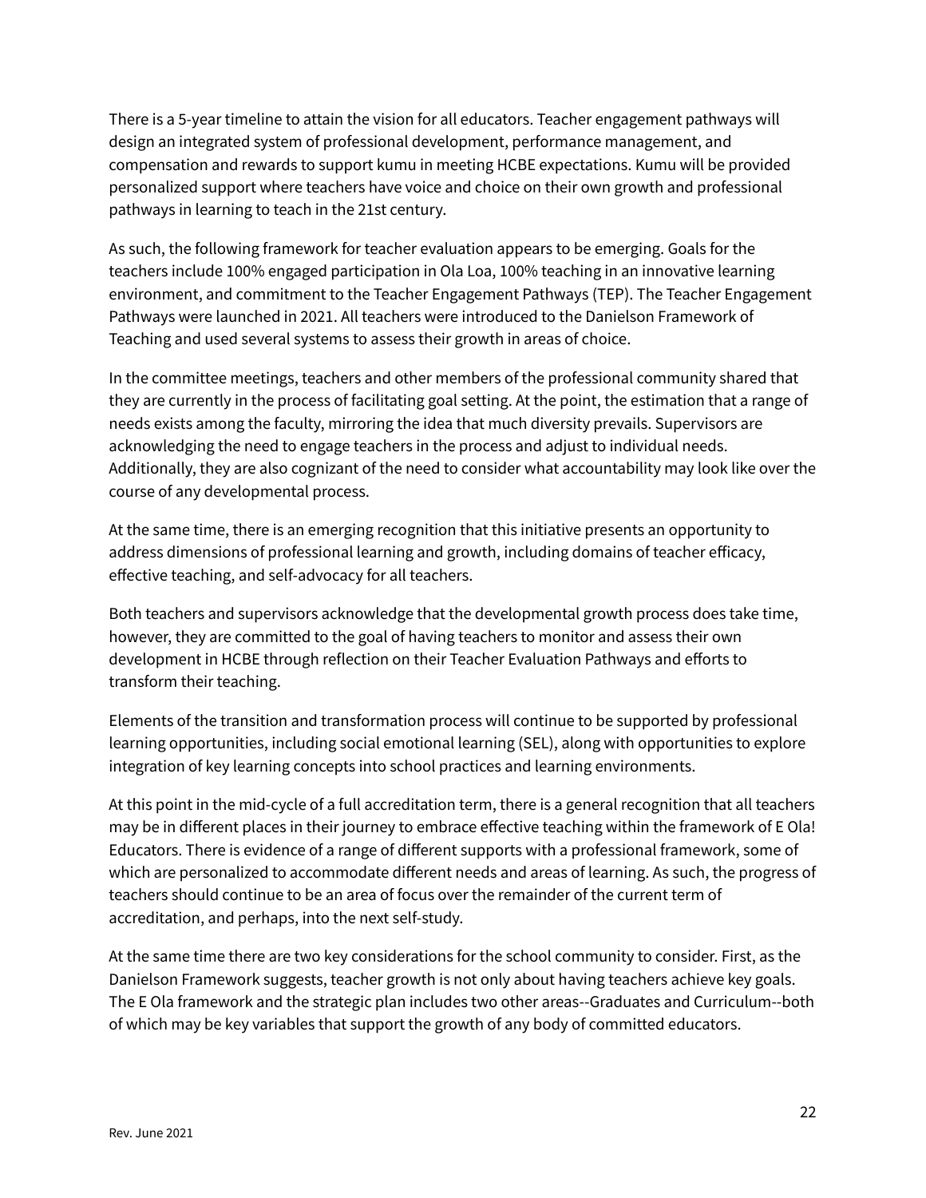There is a 5-year timeline to attain the vision for all educators. Teacher engagement pathways will design an integrated system of professional development, performance management, and compensation and rewards to support kumu in meeting HCBE expectations. Kumu will be provided personalized support where teachers have voice and choice on their own growth and professional pathways in learning to teach in the 21st century.

As such, the following framework for teacher evaluation appears to be emerging. Goals for the teachers include 100% engaged participation in Ola Loa, 100% teaching in an innovative learning environment, and commitment to the Teacher Engagement Pathways (TEP). The Teacher Engagement Pathways were launched in 2021. All teachers were introduced to the Danielson Framework of Teaching and used several systems to assess their growth in areas of choice.

In the committee meetings, teachers and other members of the professional community shared that they are currently in the process of facilitating goal setting. At the point, the estimation that a range of needs exists among the faculty, mirroring the idea that much diversity prevails. Supervisors are acknowledging the need to engage teachers in the process and adjust to individual needs. Additionally, they are also cognizant of the need to consider what accountability may look like over the course of any developmental process.

At the same time, there is an emerging recognition that this initiative presents an opportunity to address dimensions of professional learning and growth, including domains of teacher efficacy, effective teaching, and self-advocacy for all teachers.

Both teachers and supervisors acknowledge that the developmental growth process does take time, however, they are committed to the goal of having teachers to monitor and assess their own development in HCBE through reflection on their Teacher Evaluation Pathways and efforts to transform their teaching.

Elements of the transition and transformation process will continue to be supported by professional learning opportunities, including social emotional learning (SEL), along with opportunities to explore integration of key learning concepts into school practices and learning environments.

At this point in the mid-cycle of a full accreditation term, there is a general recognition that all teachers may be in different places in their journey to embrace effective teaching within the framework of E Ola! Educators. There is evidence of a range of different supports with a professional framework, some of which are personalized to accommodate different needs and areas of learning. As such, the progress of teachers should continue to be an area of focus over the remainder of the current term of accreditation, and perhaps, into the next self-study.

At the same time there are two key considerations for the school community to consider. First, as the Danielson Framework suggests, teacher growth is not only about having teachers achieve key goals. The E Ola framework and the strategic plan includes two other areas--Graduates and Curriculum--both of which may be key variables that support the growth of any body of committed educators.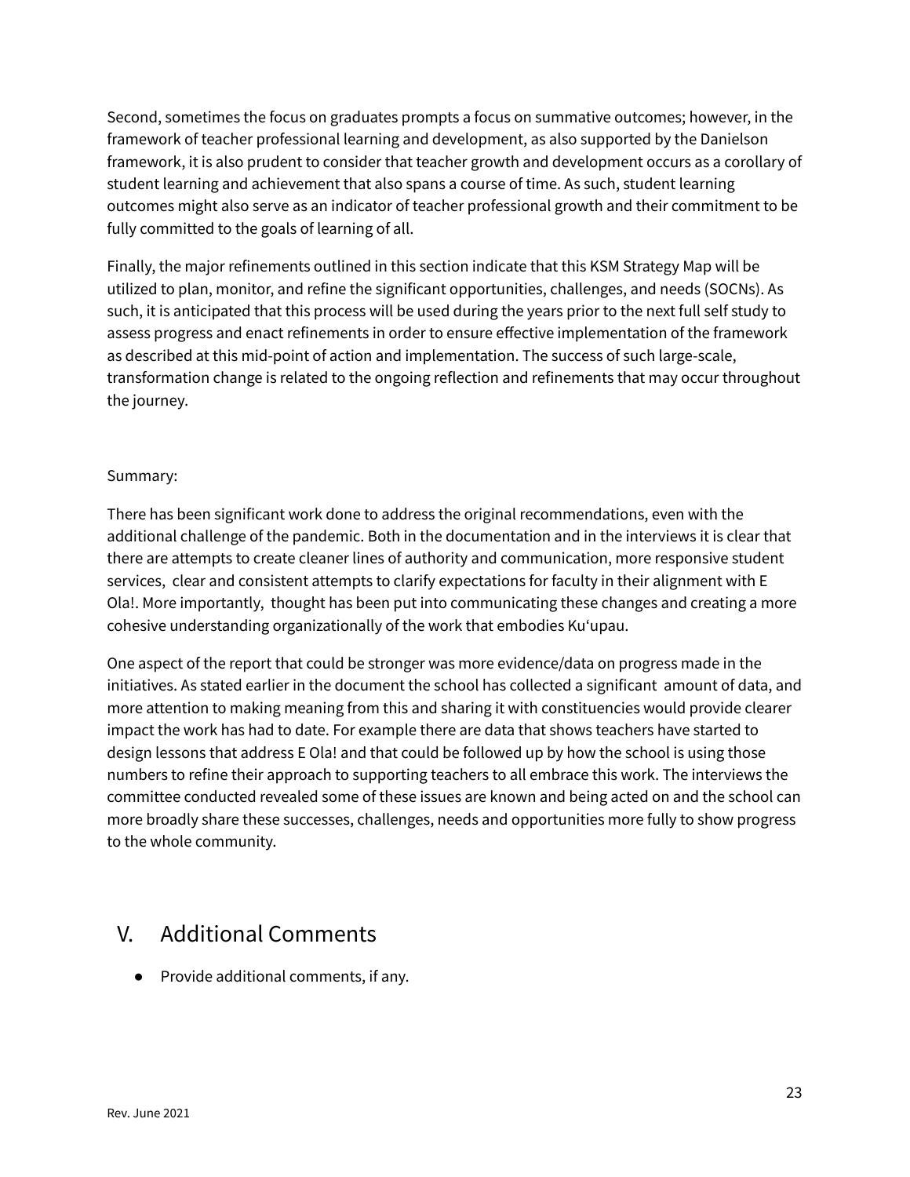Second, sometimes the focus on graduates prompts a focus on summative outcomes; however, in the framework of teacher professional learning and development, as also supported by the Danielson framework, it is also prudent to consider that teacher growth and development occurs as a corollary of student learning and achievement that also spans a course of time. As such, student learning outcomes might also serve as an indicator of teacher professional growth and their commitment to be fully committed to the goals of learning of all.

Finally, the major refinements outlined in this section indicate that this KSM Strategy Map will be utilized to plan, monitor, and refine the significant opportunities, challenges, and needs (SOCNs). As such, it is anticipated that this process will be used during the years prior to the next full self study to assess progress and enact refinements in order to ensure effective implementation of the framework as described at this mid-point of action and implementation. The success of such large-scale, transformation change is related to the ongoing reflection and refinements that may occur throughout the journey.

Summary:

There has been significant work done to address the original recommendations, even with the additional challenge of the pandemic. Both in the documentation and in the interviews it is clear that there are attempts to create cleaner lines of authority and communication, more responsive student services, clear and consistent attempts to clarify expectations for faculty in their alignment with E Ola!. More importantly, thought has been put into communicating these changes and creating a more cohesive understanding organizationally of the work that embodies Kuʻupau.

One aspect of the report that could be stronger was more evidence/data on progress made in the initiatives. As stated earlier in the document the school has collected a significant amount of data, and more attention to making meaning from this and sharing it with constituencies would provide clearer impact the work has had to date. For example there are data that shows teachers have started to design lessons that address E Ola! and that could be followed up by how the school is using those numbers to refine their approach to supporting teachers to all embrace this work. The interviews the committee conducted revealed some of these issues are known and being acted on and the school can more broadly share these successes, challenges, needs and opportunities more fully to show progress to the whole community.

## V. Additional Comments

- Provide additional comments, if any.